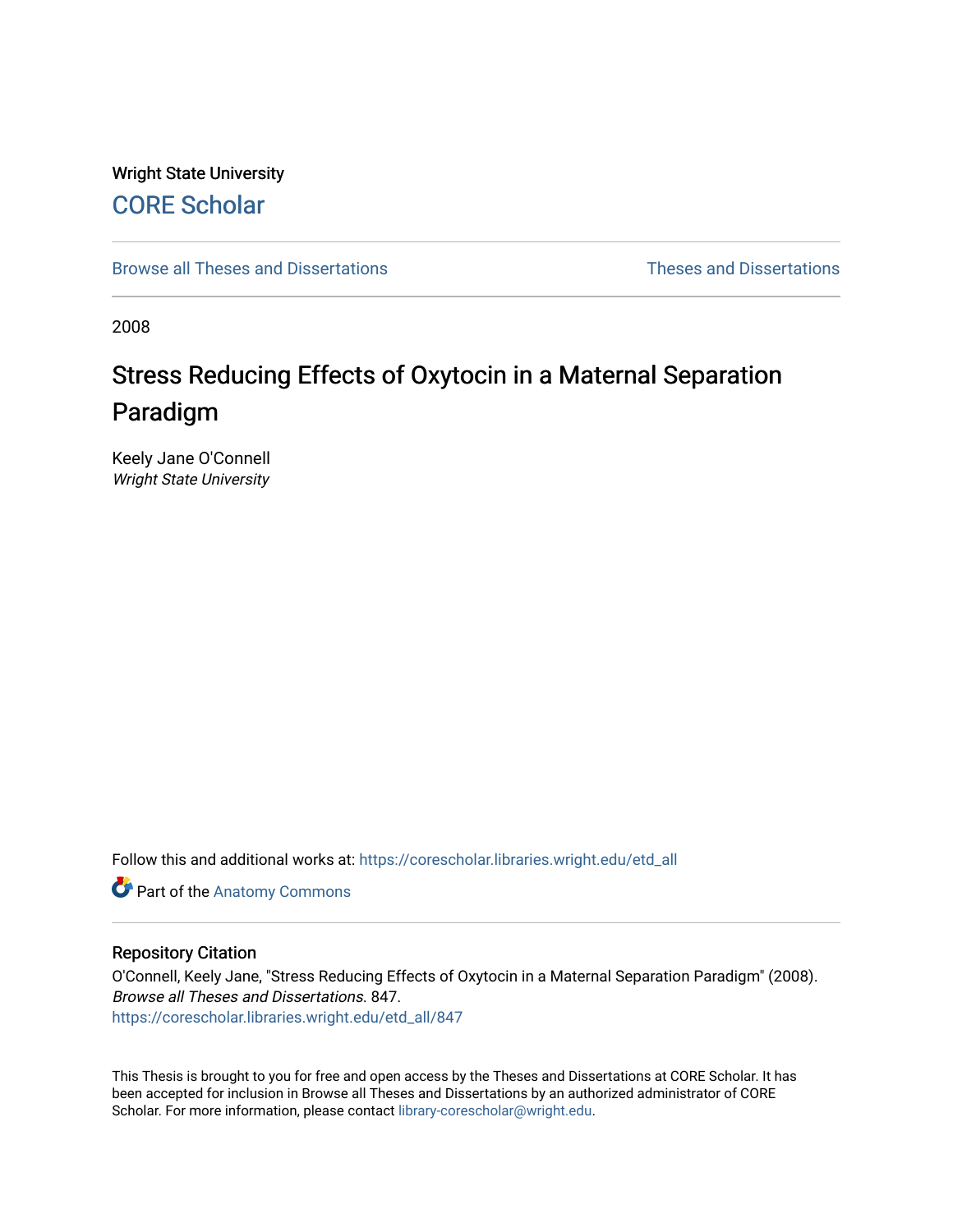Wright State University

CORE Scholar

Browse all Theses and Dissertations

Theses and Dissertations

2008

# Stress Reducing Effects of Oxytocin in a Maternal Separation Paradigm

Keely Jane O'Connell
*Wright State University*

Follow this and additional works at: https://corescholar.libraries.wright.edu/etd_all

Part of the Anatomy Commons

## Repository Citation

O'Connell, Keely Jane, "Stress Reducing Effects of Oxytocin in a Maternal Separation Paradigm" (2008). *Browse all Theses and Dissertations*. 847.
https://corescholar.libraries.wright.edu/etd_all/847

This Thesis is brought to you for free and open access by the Theses and Dissertations at CORE Scholar. It has been accepted for inclusion in Browse all Theses and Dissertations by an authorized administrator of CORE Scholar. For more information, please contact library-corescholar@wright.edu.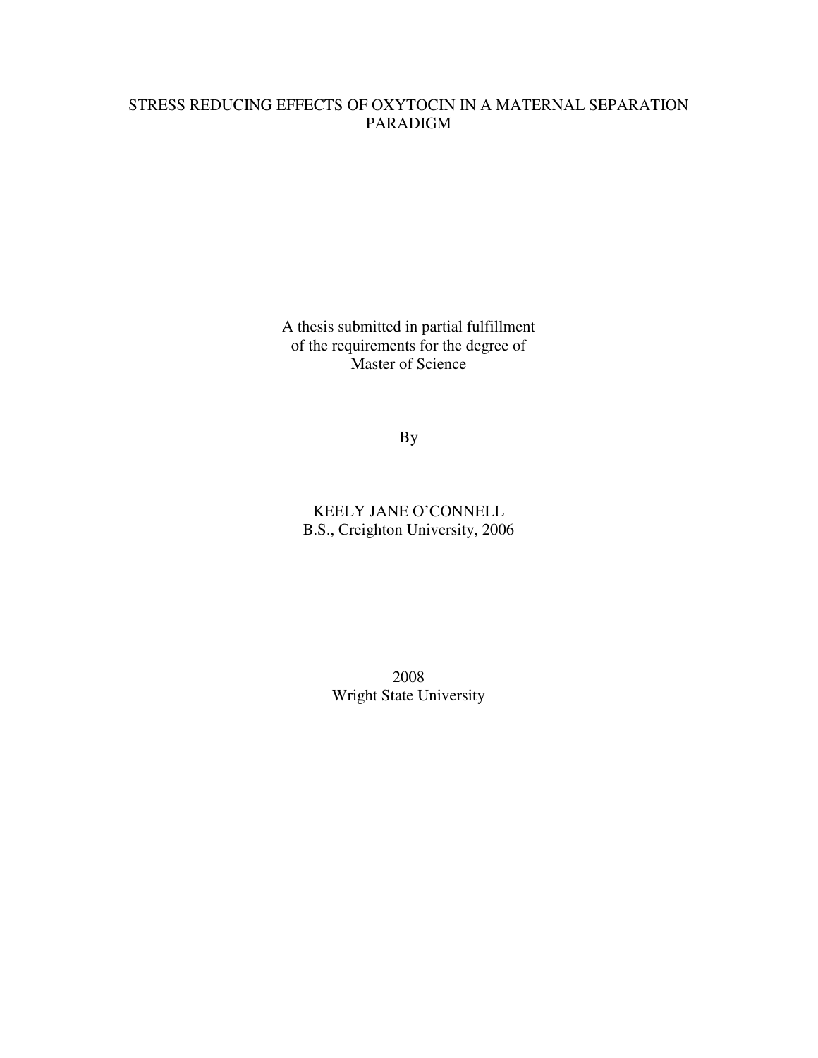# STRESS REDUCING EFFECTS OF OXYTOCIN IN A MATERNAL SEPARATION PARADIGM

A thesis submitted in partial fulfillment
of the requirements for the degree of
Master of Science

By

KEELY JANE O'CONNELL
B.S., Creighton University, 2006

2008
Wright State University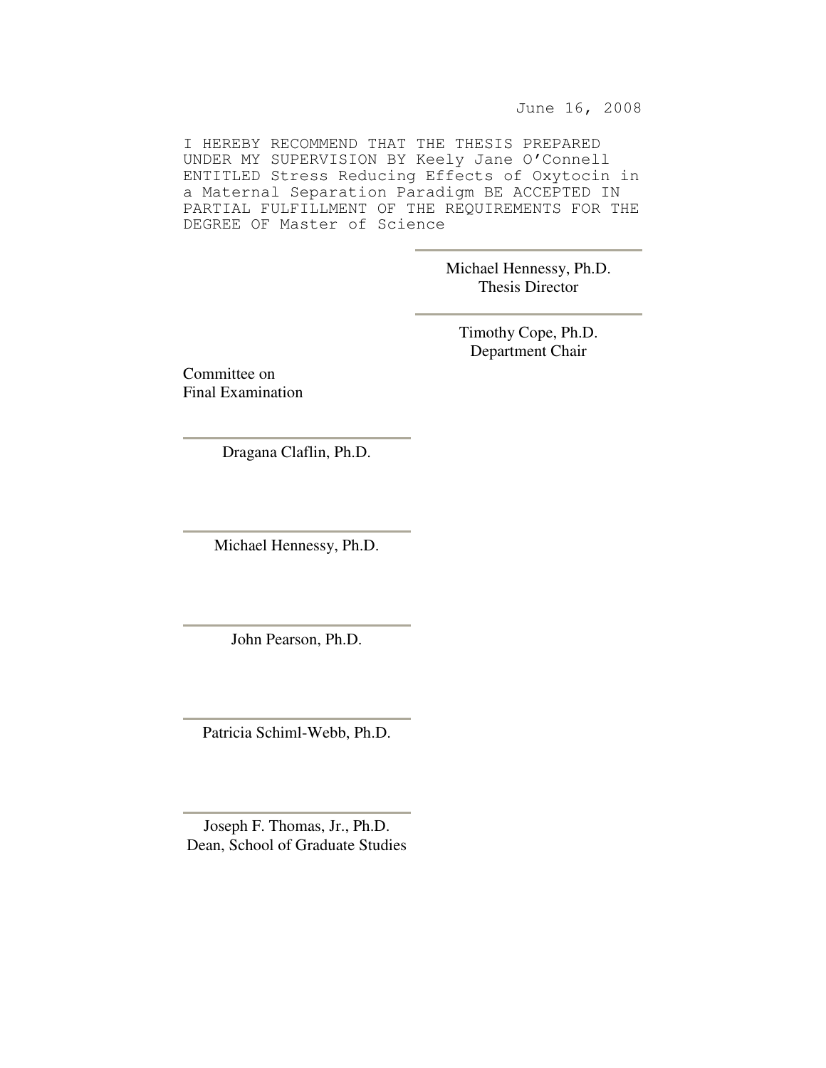June 16, 2008

I HEREBY RECOMMEND THAT THE THESIS PREPARED UNDER MY SUPERVISION BY Keely Jane O'Connell ENTITLED Stress Reducing Effects of Oxytocin in a Maternal Separation Paradigm BE ACCEPTED IN PARTIAL FULFILLMENT OF THE REQUIREMENTS FOR THE DEGREE OF Master of Science

Michael Hennessy, Ph.D.
Thesis Director

Timothy Cope, Ph.D.
Department Chair

Committee on
Final Examination

Dragana Claflin, Ph.D.

Michael Hennessy, Ph.D.

John Pearson, Ph.D.

Patricia Schiml-Webb, Ph.D.

Joseph F. Thomas, Jr., Ph.D.
Dean, School of Graduate Studies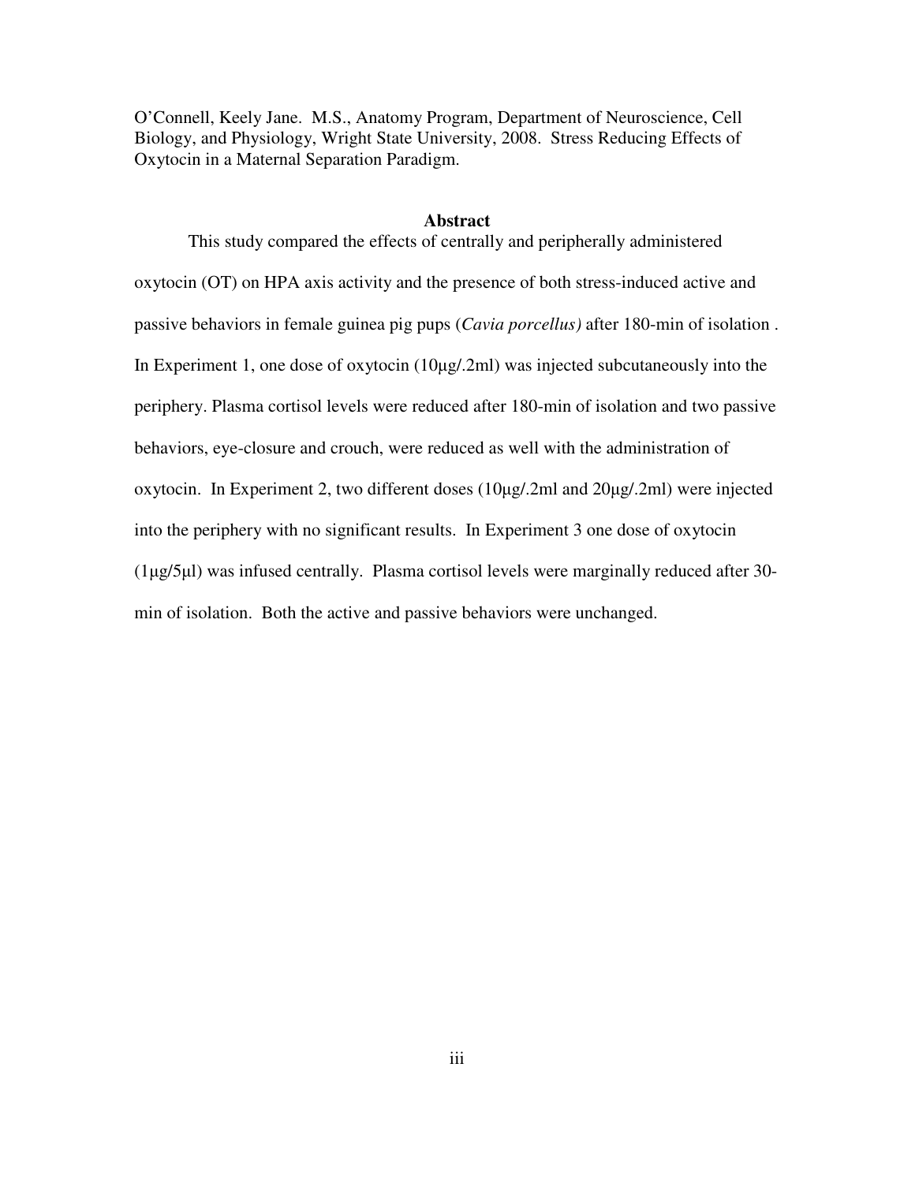O'Connell, Keely Jane. M.S., Anatomy Program, Department of Neuroscience, Cell Biology, and Physiology, Wright State University, 2008. Stress Reducing Effects of Oxytocin in a Maternal Separation Paradigm.

## Abstract

This study compared the effects of centrally and peripherally administered oxytocin (OT) on HPA axis activity and the presence of both stress-induced active and passive behaviors in female guinea pig pups (*Cavia porcellus)* after 180-min of isolation . In Experiment 1, one dose of oxytocin (10µg/.2ml) was injected subcutaneously into the periphery. Plasma cortisol levels were reduced after 180-min of isolation and two passive behaviors, eye-closure and crouch, were reduced as well with the administration of oxytocin. In Experiment 2, two different doses (10µg/.2ml and 20µg/.2ml) were injected into the periphery with no significant results. In Experiment 3 one dose of oxytocin (1µg/5µl) was infused centrally. Plasma cortisol levels were marginally reduced after 30-min of isolation. Both the active and passive behaviors were unchanged.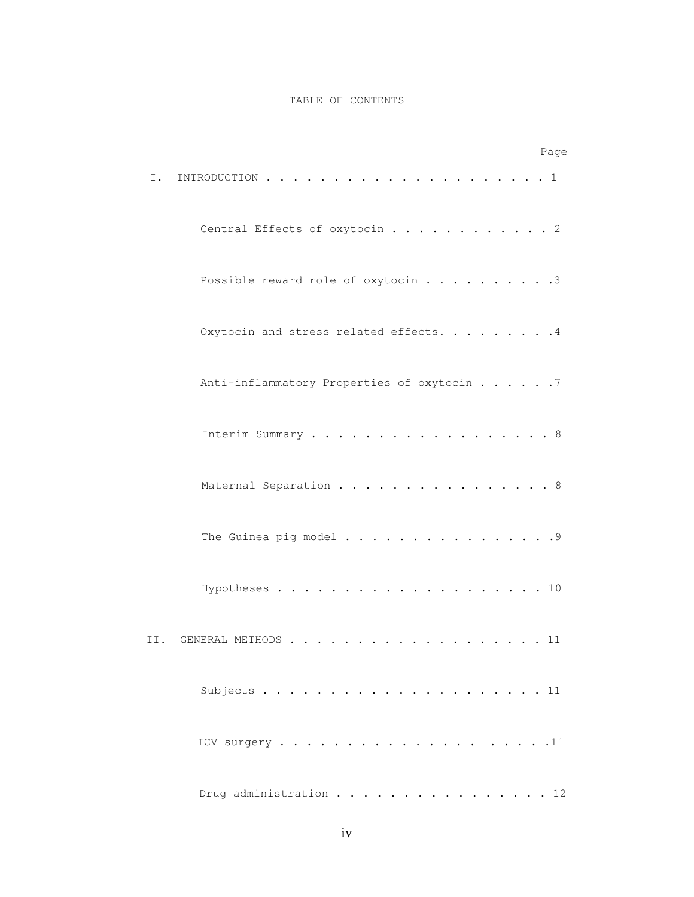# TABLE OF CONTENTS

| | Page |
|---|---|
| I. INTRODUCTION | 1 |
| Central Effects of oxytocin | 2 |
| Possible reward role of oxytocin | 3 |
| Oxytocin and stress related effects | 4 |
| Anti-inflammatory Properties of oxytocin | 7 |
| Interim Summary | 8 |
| Maternal Separation | 8 |
| The Guinea pig model | 9 |
| Hypotheses | 10 |
| II. GENERAL METHODS | 11 |
| Subjects | 11 |
| ICV surgery | 11 |
| Drug administration | 12 |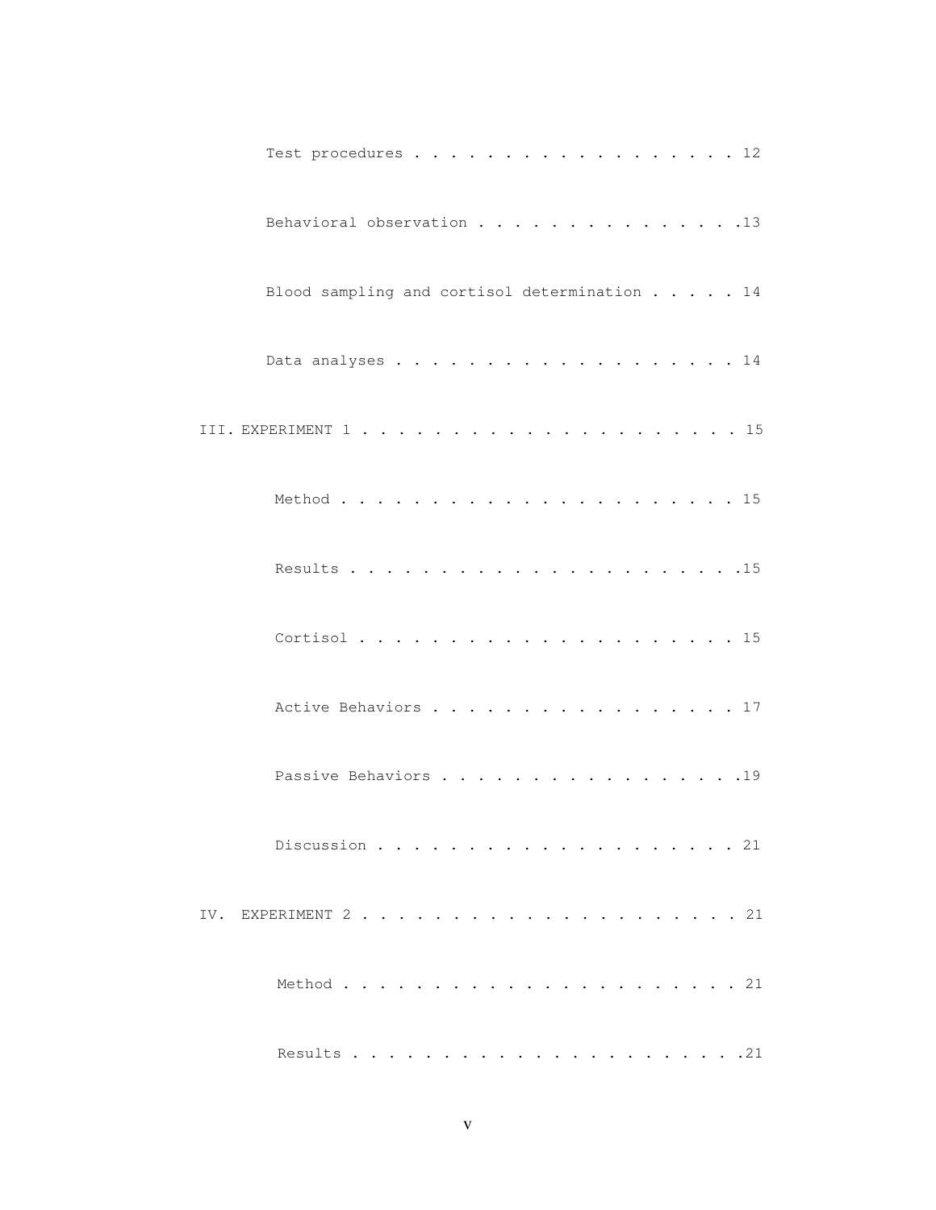Test procedures . . . . . . . . . . . . . . . . . . 12

Behavioral observation . . . . . . . . . . . . . . .13

Blood sampling and cortisol determination . . . . . 14

Data analyses . . . . . . . . . . . . . . . . . . . 14

III. EXPERIMENT 1 . . . . . . . . . . . . . . . . . . . . . 15

Method . . . . . . . . . . . . . . . . . . . . . 15

Results . . . . . . . . . . . . . . . . . . . . .15

Cortisol . . . . . . . . . . . . . . . . . . . . . 15

Active Behaviors . . . . . . . . . . . . . . . . . 17

Passive Behaviors . . . . . . . . . . . . . . . . .19

Discussion . . . . . . . . . . . . . . . . . . . . 21

IV. EXPERIMENT 2 . . . . . . . . . . . . . . . . . . . . . 21

Method . . . . . . . . . . . . . . . . . . . . . 21

Results . . . . . . . . . . . . . . . . . . . . .21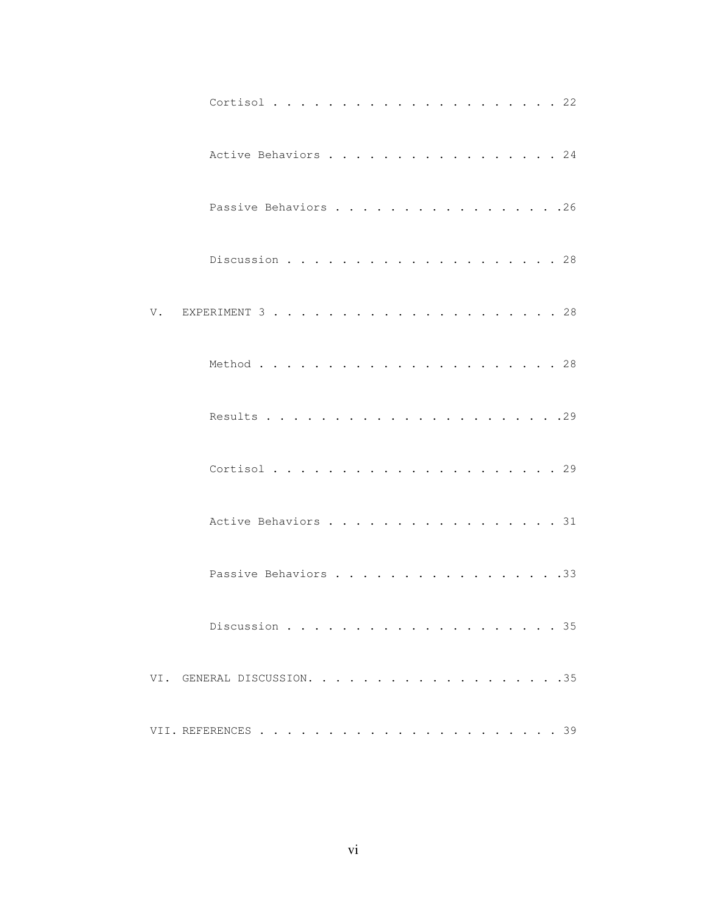Cortisol . . . . . . . . . . . . . . . . . . . . . 22

Active Behaviors . . . . . . . . . . . . . . . . . 24

Passive Behaviors . . . . . . . . . . . . . . . . .26

Discussion . . . . . . . . . . . . . . . . . . . . 28

V. EXPERIMENT 3 . . . . . . . . . . . . . . . . . . . . . 28

Method . . . . . . . . . . . . . . . . . . . . . . 28

Results . . . . . . . . . . . . . . . . . . . . . .29

Cortisol . . . . . . . . . . . . . . . . . . . . . 29

Active Behaviors . . . . . . . . . . . . . . . . . 31

Passive Behaviors . . . . . . . . . . . . . . . . .33

Discussion . . . . . . . . . . . . . . . . . . . . 35

VI. GENERAL DISCUSSION. . . . . . . . . . . . . . . . . . .35

VII. REFERENCES . . . . . . . . . . . . . . . . . . . . . . 39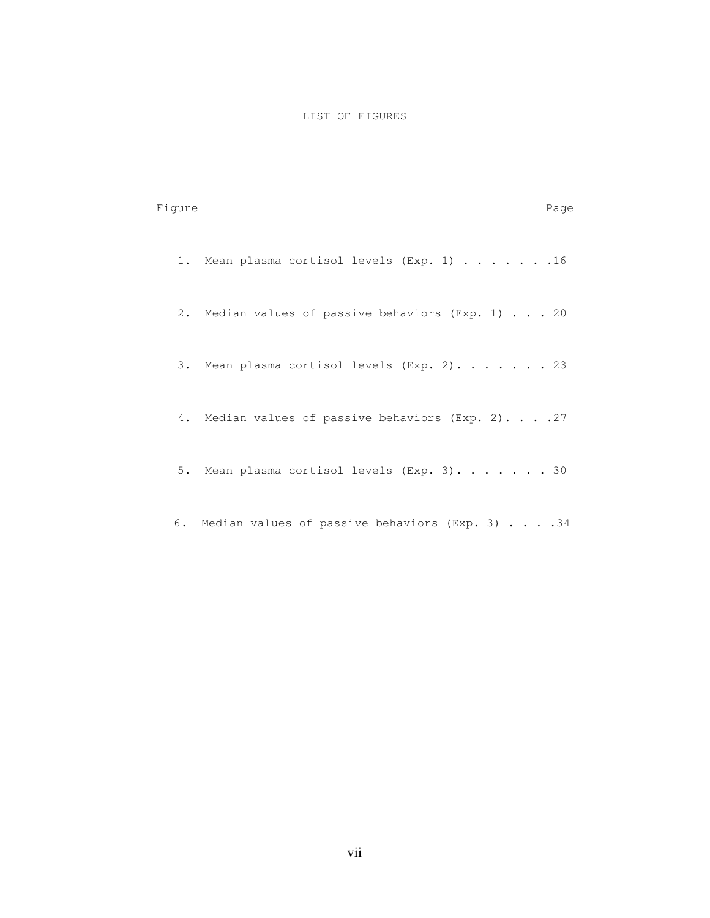# LIST OF FIGURES

| Figure | | Page |
|---|---|---|
| 1. | Mean plasma cortisol levels (Exp. 1) | 16 |
| 2. | Median values of passive behaviors (Exp. 1) | 20 |
| 3. | Mean plasma cortisol levels (Exp. 2) | 23 |
| 4. | Median values of passive behaviors (Exp. 2) | 27 |
| 5. | Mean plasma cortisol levels (Exp. 3) | 30 |
| 6. | Median values of passive behaviors (Exp. 3) | 34 |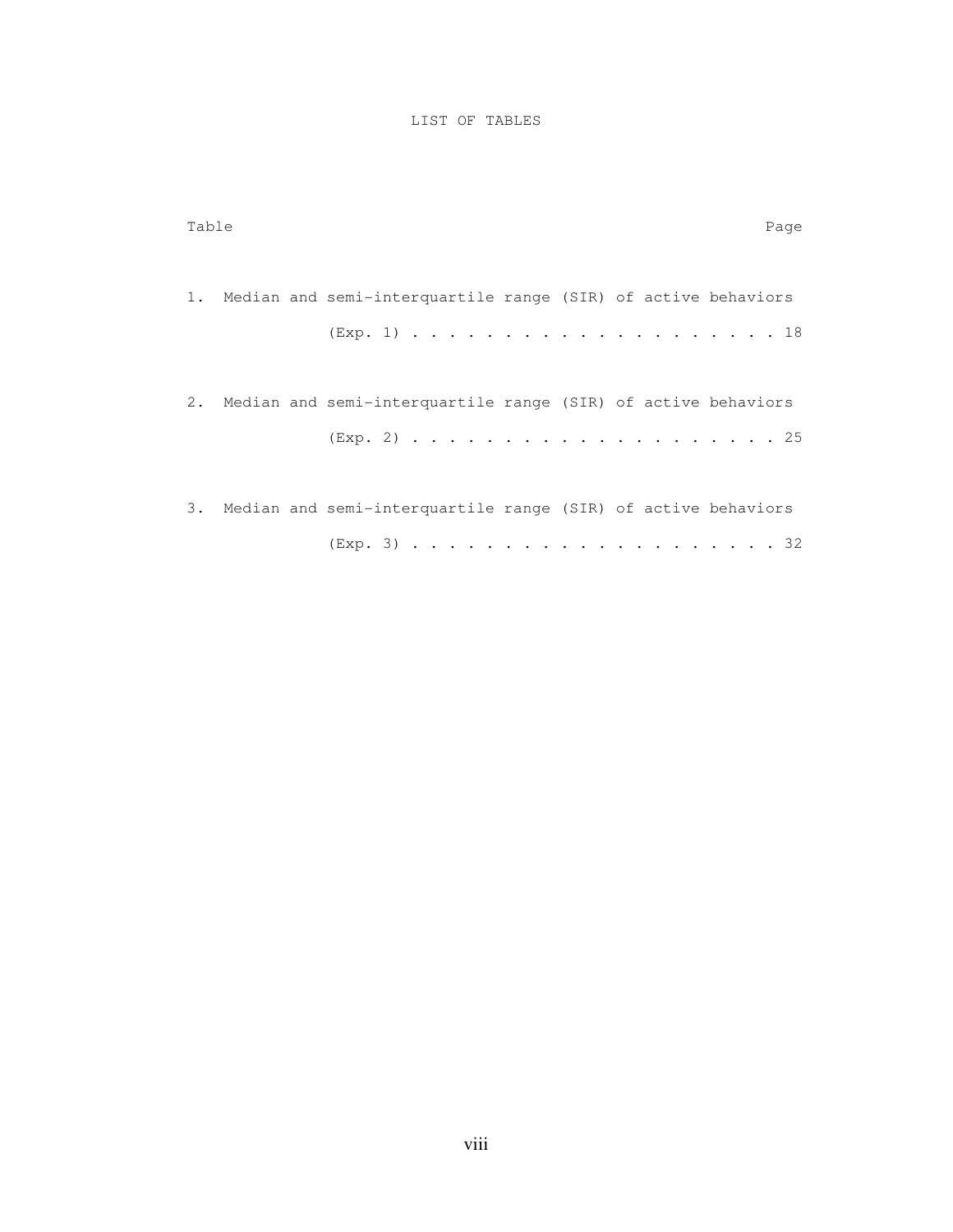# LIST OF TABLES

Table | Page
---|---
1. Median and semi-interquartile range (SIR) of active behaviors (Exp. 1) | 18
2. Median and semi-interquartile range (SIR) of active behaviors (Exp. 2) | 25
3. Median and semi-interquartile range (SIR) of active behaviors (Exp. 3) | 32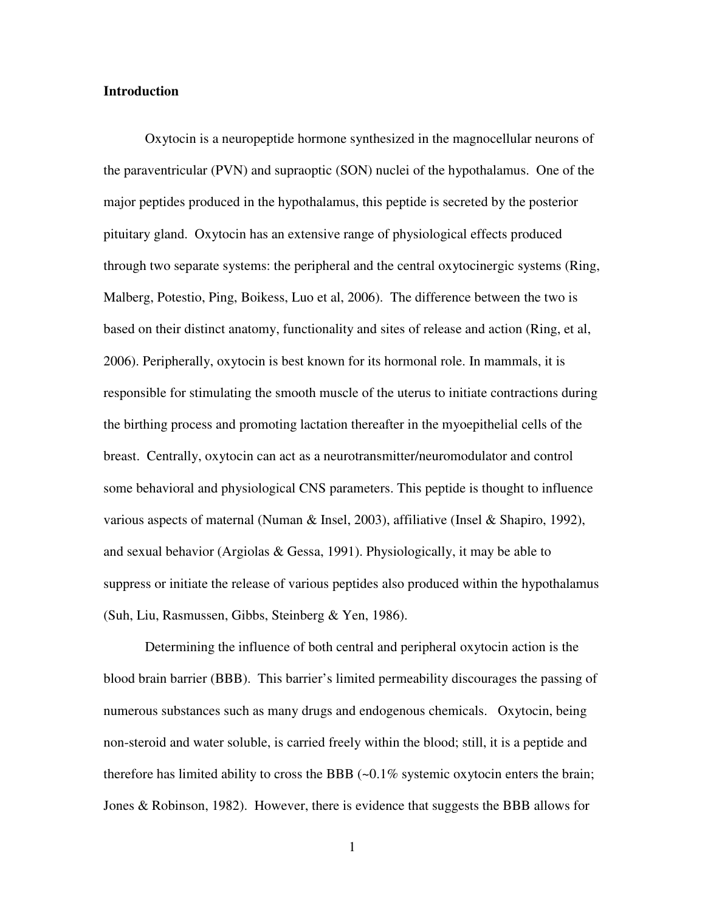## Introduction

Oxytocin is a neuropeptide hormone synthesized in the magnocellular neurons of the paraventricular (PVN) and supraoptic (SON) nuclei of the hypothalamus. One of the major peptides produced in the hypothalamus, this peptide is secreted by the posterior pituitary gland. Oxytocin has an extensive range of physiological effects produced through two separate systems: the peripheral and the central oxytocinergic systems (Ring, Malberg, Potestio, Ping, Boikess, Luo et al, 2006). The difference between the two is based on their distinct anatomy, functionality and sites of release and action (Ring, et al, 2006). Peripherally, oxytocin is best known for its hormonal role. In mammals, it is responsible for stimulating the smooth muscle of the uterus to initiate contractions during the birthing process and promoting lactation thereafter in the myoepithelial cells of the breast. Centrally, oxytocin can act as a neurotransmitter/neuromodulator and control some behavioral and physiological CNS parameters. This peptide is thought to influence various aspects of maternal (Numan & Insel, 2003), affiliative (Insel & Shapiro, 1992), and sexual behavior (Argiolas & Gessa, 1991). Physiologically, it may be able to suppress or initiate the release of various peptides also produced within the hypothalamus (Suh, Liu, Rasmussen, Gibbs, Steinberg & Yen, 1986).

Determining the influence of both central and peripheral oxytocin action is the blood brain barrier (BBB). This barrier's limited permeability discourages the passing of numerous substances such as many drugs and endogenous chemicals. Oxytocin, being non-steroid and water soluble, is carried freely within the blood; still, it is a peptide and therefore has limited ability to cross the BBB (~0.1% systemic oxytocin enters the brain; Jones & Robinson, 1982). However, there is evidence that suggests the BBB allows for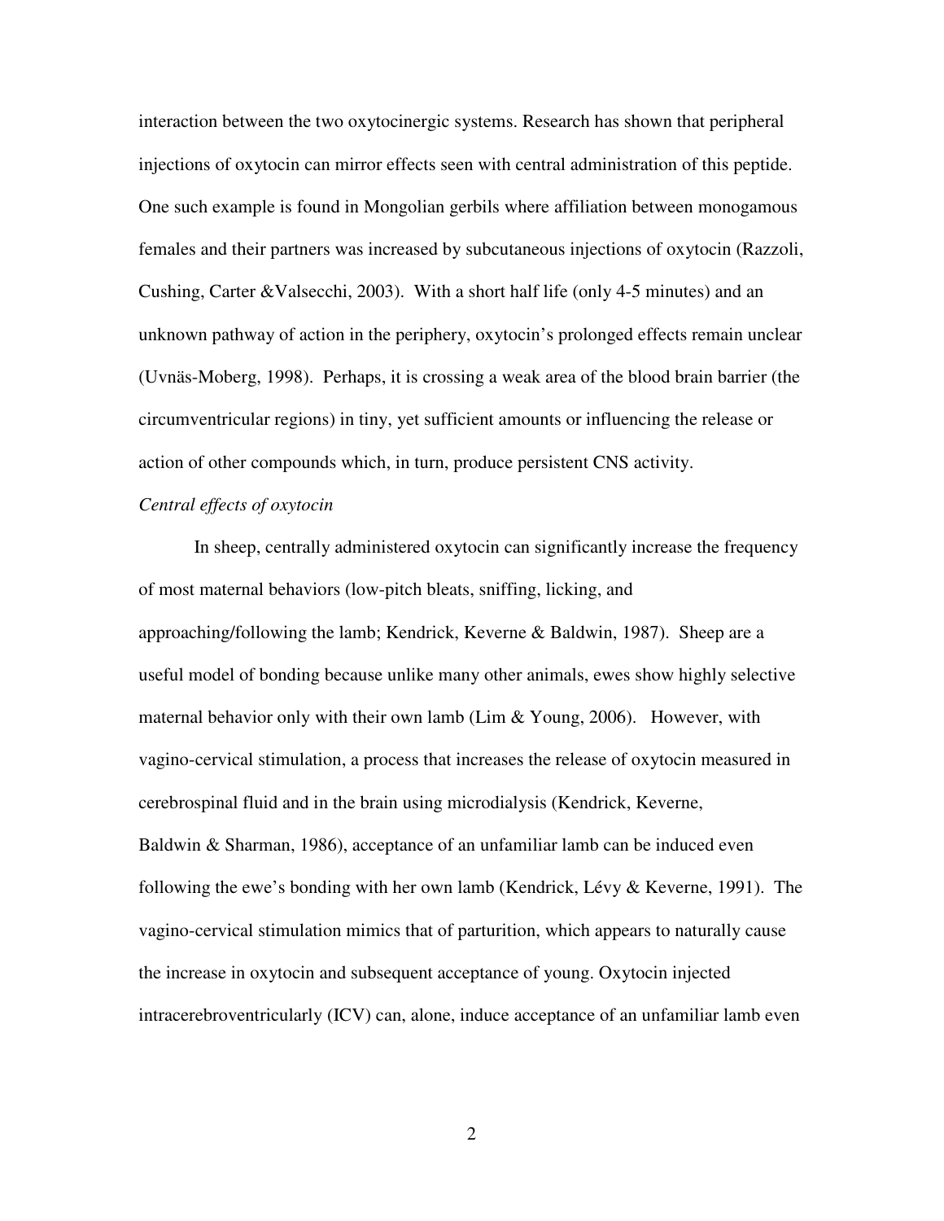interaction between the two oxytocinergic systems. Research has shown that peripheral injections of oxytocin can mirror effects seen with central administration of this peptide. One such example is found in Mongolian gerbils where affiliation between monogamous females and their partners was increased by subcutaneous injections of oxytocin (Razzoli, Cushing, Carter &Valsecchi, 2003). With a short half life (only 4-5 minutes) and an unknown pathway of action in the periphery, oxytocin's prolonged effects remain unclear (Uvnäs-Moberg, 1998). Perhaps, it is crossing a weak area of the blood brain barrier (the circumventricular regions) in tiny, yet sufficient amounts or influencing the release or action of other compounds which, in turn, produce persistent CNS activity.

*Central effects of oxytocin*

In sheep, centrally administered oxytocin can significantly increase the frequency of most maternal behaviors (low-pitch bleats, sniffing, licking, and approaching/following the lamb; Kendrick, Keverne & Baldwin, 1987). Sheep are a useful model of bonding because unlike many other animals, ewes show highly selective maternal behavior only with their own lamb (Lim & Young, 2006). However, with vagino-cervical stimulation, a process that increases the release of oxytocin measured in cerebrospinal fluid and in the brain using microdialysis (Kendrick, Keverne, Baldwin & Sharman, 1986), acceptance of an unfamiliar lamb can be induced even following the ewe's bonding with her own lamb (Kendrick, Lévy & Keverne, 1991). The vagino-cervical stimulation mimics that of parturition, which appears to naturally cause the increase in oxytocin and subsequent acceptance of young. Oxytocin injected intracerebroventricularly (ICV) can, alone, induce acceptance of an unfamiliar lamb even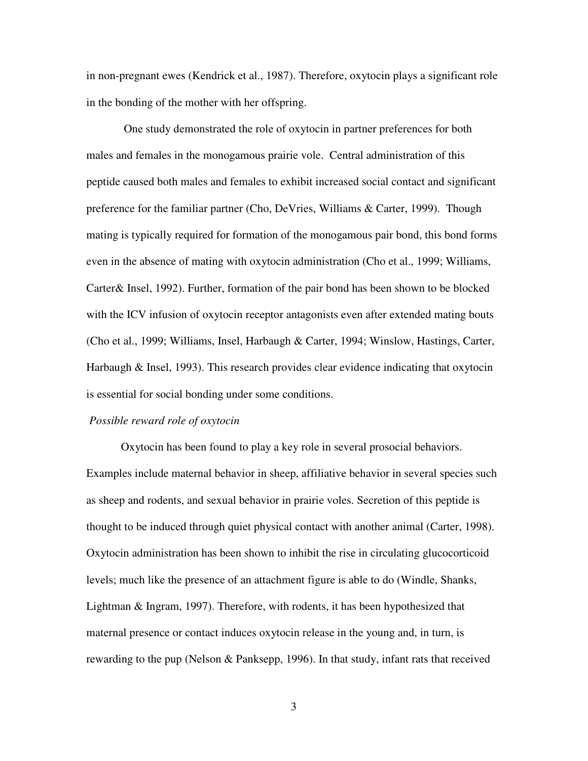in non-pregnant ewes (Kendrick et al., 1987). Therefore, oxytocin plays a significant role in the bonding of the mother with her offspring.

One study demonstrated the role of oxytocin in partner preferences for both males and females in the monogamous prairie vole. Central administration of this peptide caused both males and females to exhibit increased social contact and significant preference for the familiar partner (Cho, DeVries, Williams & Carter, 1999). Though mating is typically required for formation of the monogamous pair bond, this bond forms even in the absence of mating with oxytocin administration (Cho et al., 1999; Williams, Carter& Insel, 1992). Further, formation of the pair bond has been shown to be blocked with the ICV infusion of oxytocin receptor antagonists even after extended mating bouts (Cho et al., 1999; Williams, Insel, Harbaugh & Carter, 1994; Winslow, Hastings, Carter, Harbaugh & Insel, 1993). This research provides clear evidence indicating that oxytocin is essential for social bonding under some conditions.

*Possible reward role of oxytocin*

Oxytocin has been found to play a key role in several prosocial behaviors. Examples include maternal behavior in sheep, affiliative behavior in several species such as sheep and rodents, and sexual behavior in prairie voles. Secretion of this peptide is thought to be induced through quiet physical contact with another animal (Carter, 1998). Oxytocin administration has been shown to inhibit the rise in circulating glucocorticoid levels; much like the presence of an attachment figure is able to do (Windle, Shanks, Lightman & Ingram, 1997). Therefore, with rodents, it has been hypothesized that maternal presence or contact induces oxytocin release in the young and, in turn, is rewarding to the pup (Nelson & Panksepp, 1996). In that study, infant rats that received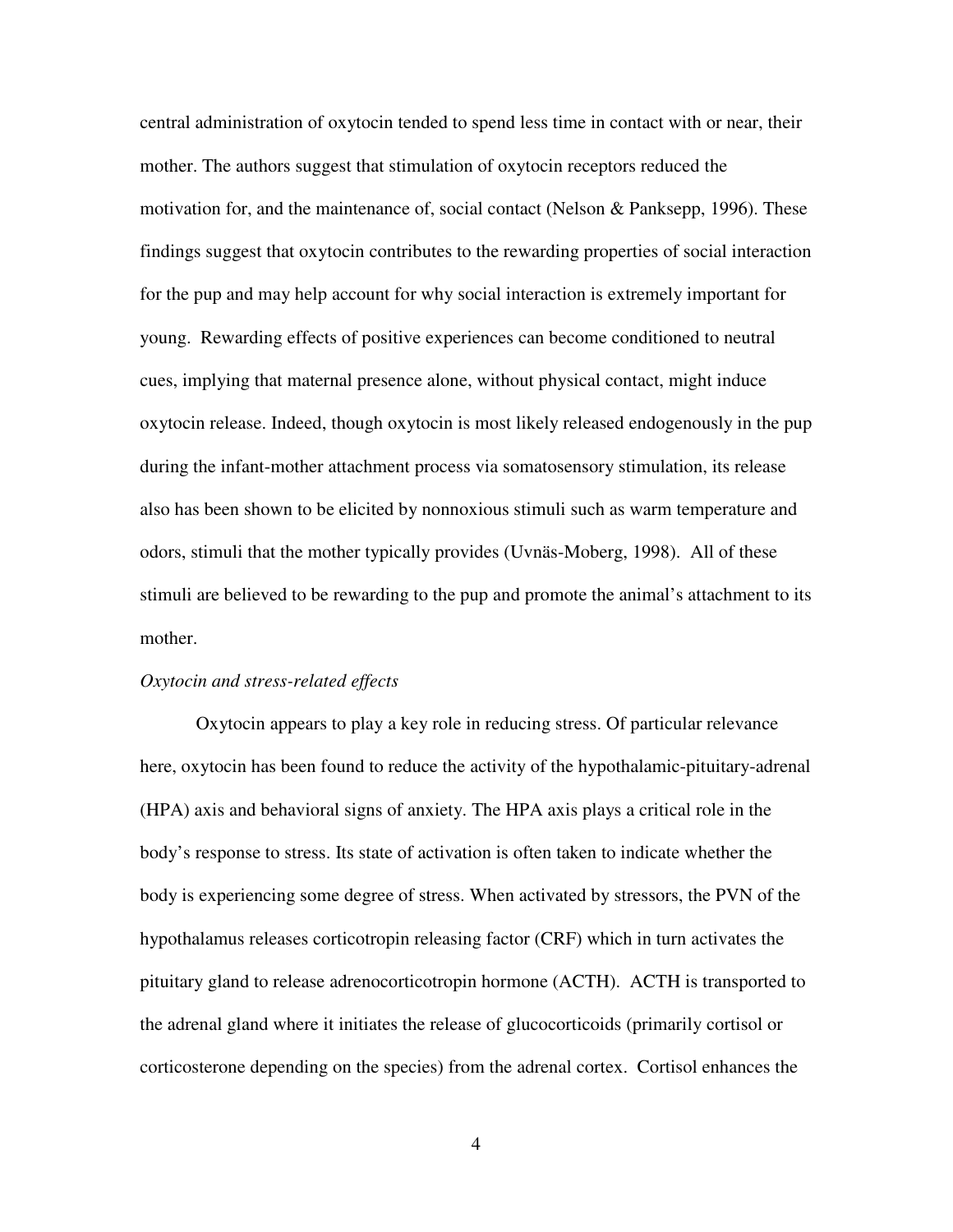central administration of oxytocin tended to spend less time in contact with or near, their mother. The authors suggest that stimulation of oxytocin receptors reduced the motivation for, and the maintenance of, social contact (Nelson & Panksepp, 1996). These findings suggest that oxytocin contributes to the rewarding properties of social interaction for the pup and may help account for why social interaction is extremely important for young. Rewarding effects of positive experiences can become conditioned to neutral cues, implying that maternal presence alone, without physical contact, might induce oxytocin release. Indeed, though oxytocin is most likely released endogenously in the pup during the infant-mother attachment process via somatosensory stimulation, its release also has been shown to be elicited by nonnoxious stimuli such as warm temperature and odors, stimuli that the mother typically provides (Uvnäs-Moberg, 1998). All of these stimuli are believed to be rewarding to the pup and promote the animal's attachment to its mother.

*Oxytocin and stress-related effects*

Oxytocin appears to play a key role in reducing stress. Of particular relevance here, oxytocin has been found to reduce the activity of the hypothalamic-pituitary-adrenal (HPA) axis and behavioral signs of anxiety. The HPA axis plays a critical role in the body's response to stress. Its state of activation is often taken to indicate whether the body is experiencing some degree of stress. When activated by stressors, the PVN of the hypothalamus releases corticotropin releasing factor (CRF) which in turn activates the pituitary gland to release adrenocorticotropin hormone (ACTH). ACTH is transported to the adrenal gland where it initiates the release of glucocorticoids (primarily cortisol or corticosterone depending on the species) from the adrenal cortex. Cortisol enhances the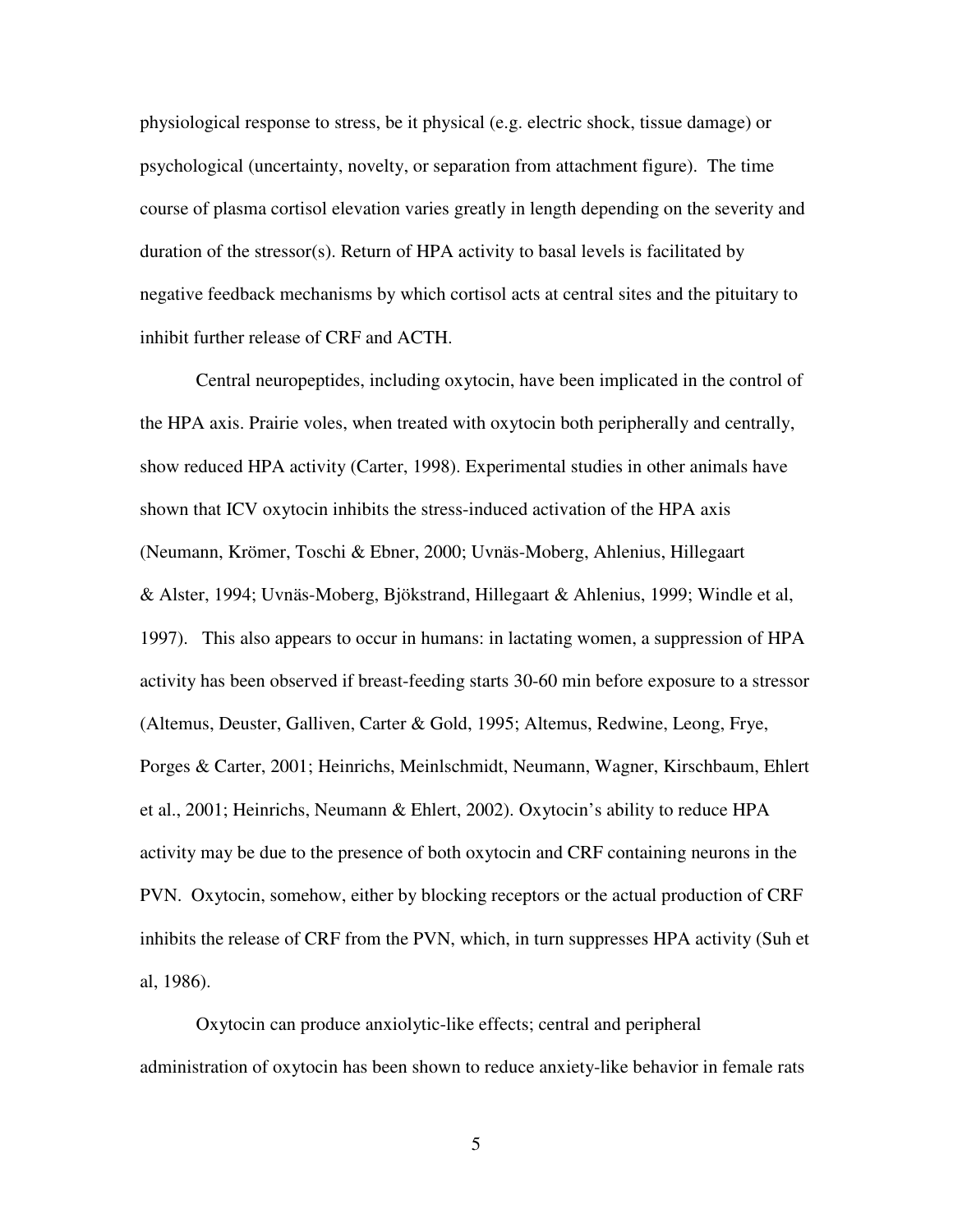physiological response to stress, be it physical (e.g. electric shock, tissue damage) or psychological (uncertainty, novelty, or separation from attachment figure). The time course of plasma cortisol elevation varies greatly in length depending on the severity and duration of the stressor(s). Return of HPA activity to basal levels is facilitated by negative feedback mechanisms by which cortisol acts at central sites and the pituitary to inhibit further release of CRF and ACTH.

Central neuropeptides, including oxytocin, have been implicated in the control of the HPA axis. Prairie voles, when treated with oxytocin both peripherally and centrally, show reduced HPA activity (Carter, 1998). Experimental studies in other animals have shown that ICV oxytocin inhibits the stress-induced activation of the HPA axis (Neumann, Krömer, Toschi & Ebner, 2000; Uvnäs-Moberg, Ahlenius, Hillegaart & Alster, 1994; Uvnäs-Moberg, Bjökstrand, Hillegaart & Ahlenius, 1999; Windle et al, 1997). This also appears to occur in humans: in lactating women, a suppression of HPA activity has been observed if breast-feeding starts 30-60 min before exposure to a stressor (Altemus, Deuster, Galliven, Carter & Gold, 1995; Altemus, Redwine, Leong, Frye, Porges & Carter, 2001; Heinrichs, Meinlschmidt, Neumann, Wagner, Kirschbaum, Ehlert et al., 2001; Heinrichs, Neumann & Ehlert, 2002). Oxytocin's ability to reduce HPA activity may be due to the presence of both oxytocin and CRF containing neurons in the PVN. Oxytocin, somehow, either by blocking receptors or the actual production of CRF inhibits the release of CRF from the PVN, which, in turn suppresses HPA activity (Suh et al, 1986).

Oxytocin can produce anxiolytic-like effects; central and peripheral administration of oxytocin has been shown to reduce anxiety-like behavior in female rats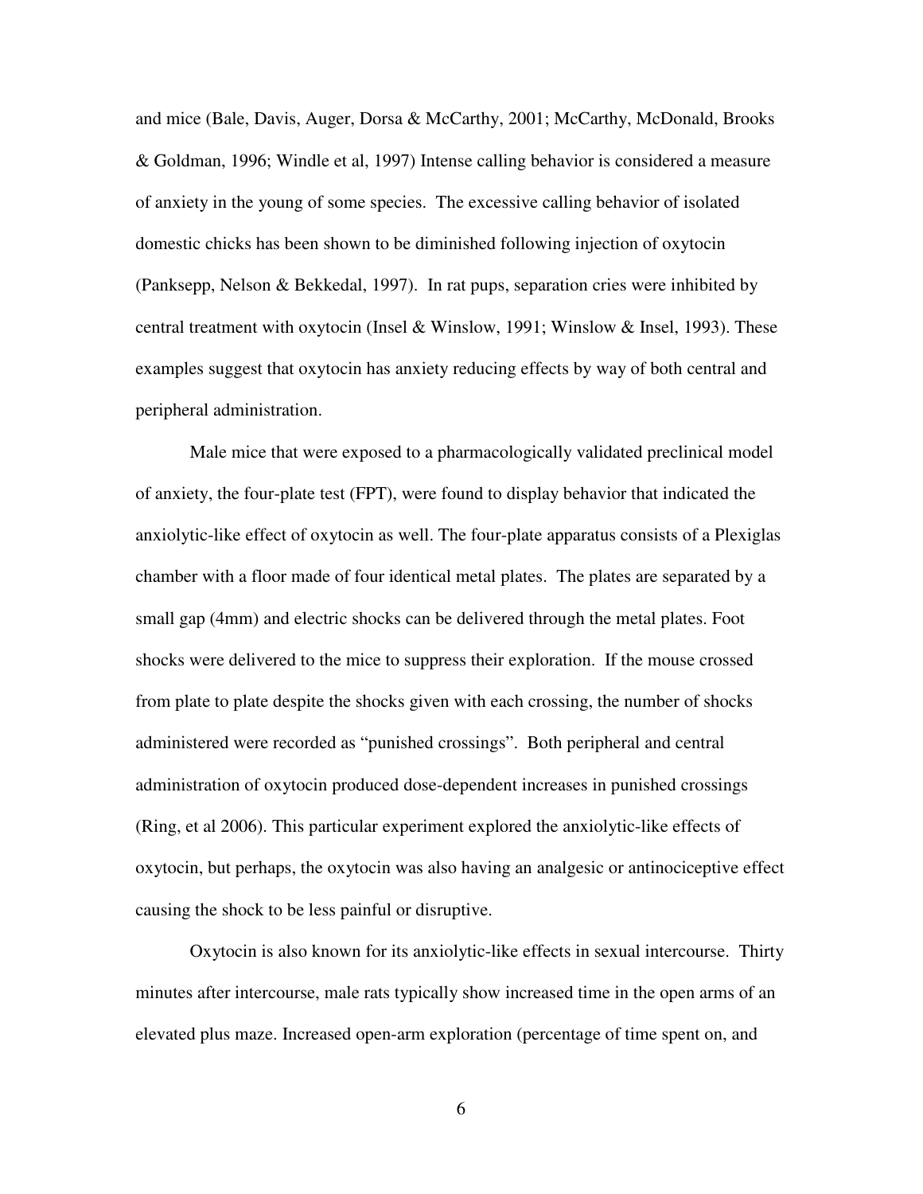and mice (Bale, Davis, Auger, Dorsa & McCarthy, 2001; McCarthy, McDonald, Brooks & Goldman, 1996; Windle et al, 1997) Intense calling behavior is considered a measure of anxiety in the young of some species. The excessive calling behavior of isolated domestic chicks has been shown to be diminished following injection of oxytocin (Panksepp, Nelson & Bekkedal, 1997). In rat pups, separation cries were inhibited by central treatment with oxytocin (Insel & Winslow, 1991; Winslow & Insel, 1993). These examples suggest that oxytocin has anxiety reducing effects by way of both central and peripheral administration.

Male mice that were exposed to a pharmacologically validated preclinical model of anxiety, the four-plate test (FPT), were found to display behavior that indicated the anxiolytic-like effect of oxytocin as well. The four-plate apparatus consists of a Plexiglas chamber with a floor made of four identical metal plates. The plates are separated by a small gap (4mm) and electric shocks can be delivered through the metal plates. Foot shocks were delivered to the mice to suppress their exploration. If the mouse crossed from plate to plate despite the shocks given with each crossing, the number of shocks administered were recorded as "punished crossings". Both peripheral and central administration of oxytocin produced dose-dependent increases in punished crossings (Ring, et al 2006). This particular experiment explored the anxiolytic-like effects of oxytocin, but perhaps, the oxytocin was also having an analgesic or antinociceptive effect causing the shock to be less painful or disruptive.

Oxytocin is also known for its anxiolytic-like effects in sexual intercourse. Thirty minutes after intercourse, male rats typically show increased time in the open arms of an elevated plus maze. Increased open-arm exploration (percentage of time spent on, and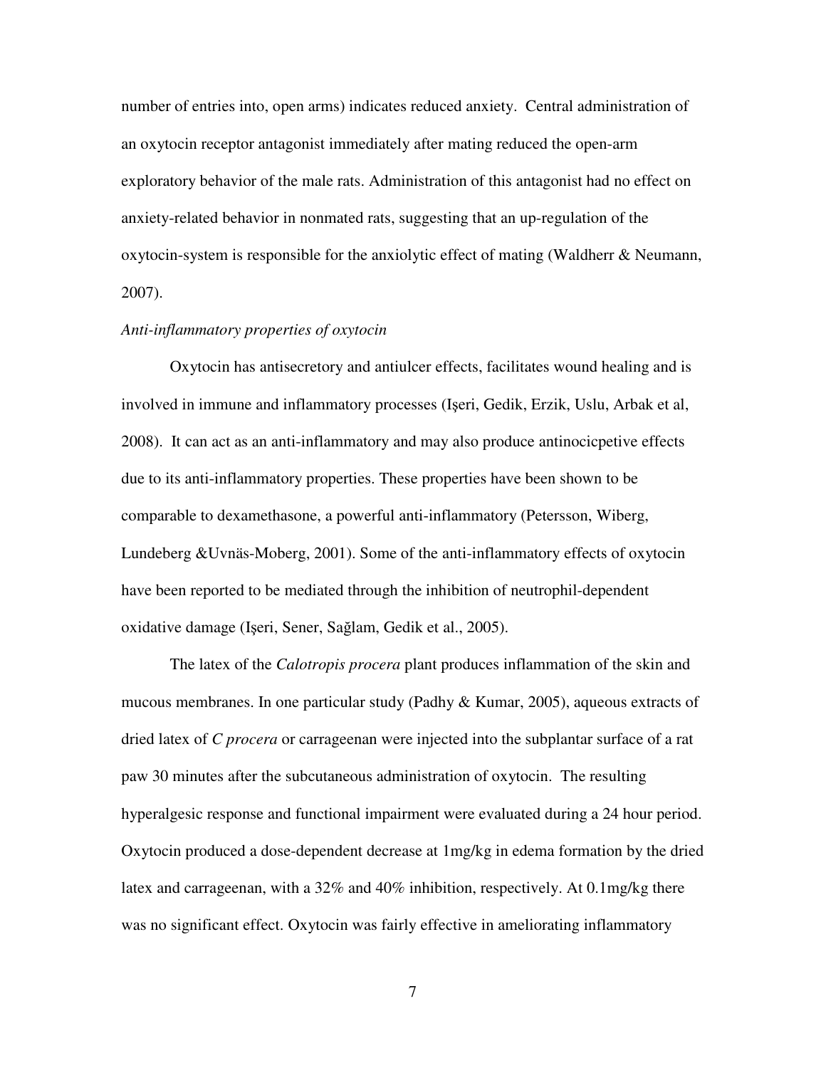number of entries into, open arms) indicates reduced anxiety. Central administration of an oxytocin receptor antagonist immediately after mating reduced the open-arm exploratory behavior of the male rats. Administration of this antagonist had no effect on anxiety-related behavior in nonmated rats, suggesting that an up-regulation of the oxytocin-system is responsible for the anxiolytic effect of mating (Waldherr & Neumann, 2007).

*Anti-inflammatory properties of oxytocin*

Oxytocin has antisecretory and antiulcer effects, facilitates wound healing and is involved in immune and inflammatory processes (Işeri, Gedik, Erzik, Uslu, Arbak et al, 2008). It can act as an anti-inflammatory and may also produce antinocicpetive effects due to its anti-inflammatory properties. These properties have been shown to be comparable to dexamethasone, a powerful anti-inflammatory (Petersson, Wiberg, Lundeberg &Uvnäs-Moberg, 2001). Some of the anti-inflammatory effects of oxytocin have been reported to be mediated through the inhibition of neutrophil-dependent oxidative damage (Işeri, Sener, Sağlam, Gedik et al., 2005).

The latex of the *Calotropis procera* plant produces inflammation of the skin and mucous membranes. In one particular study (Padhy & Kumar, 2005), aqueous extracts of dried latex of *C procera* or carrageenan were injected into the subplantar surface of a rat paw 30 minutes after the subcutaneous administration of oxytocin. The resulting hyperalgesic response and functional impairment were evaluated during a 24 hour period. Oxytocin produced a dose-dependent decrease at 1mg/kg in edema formation by the dried latex and carrageenan, with a 32% and 40% inhibition, respectively. At 0.1mg/kg there was no significant effect. Oxytocin was fairly effective in ameliorating inflammatory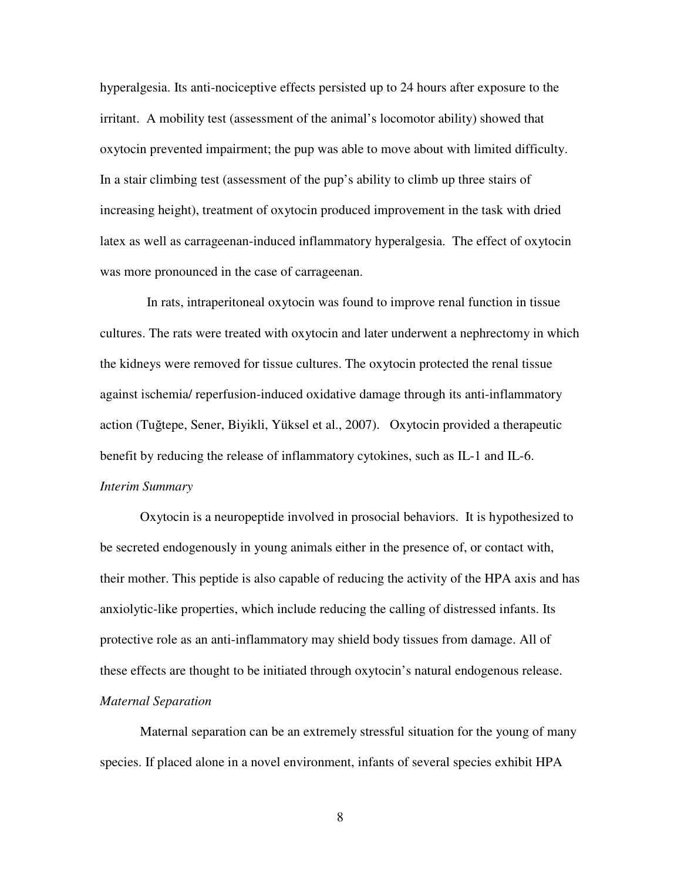hyperalgesia. Its anti-nociceptive effects persisted up to 24 hours after exposure to the irritant. A mobility test (assessment of the animal's locomotor ability) showed that oxytocin prevented impairment; the pup was able to move about with limited difficulty. In a stair climbing test (assessment of the pup's ability to climb up three stairs of increasing height), treatment of oxytocin produced improvement in the task with dried latex as well as carrageenan-induced inflammatory hyperalgesia. The effect of oxytocin was more pronounced in the case of carrageenan.

In rats, intraperitoneal oxytocin was found to improve renal function in tissue cultures. The rats were treated with oxytocin and later underwent a nephrectomy in which the kidneys were removed for tissue cultures. The oxytocin protected the renal tissue against ischemia/ reperfusion-induced oxidative damage through its anti-inflammatory action (Tuğtepe, Sener, Biyikli, Yüksel et al., 2007). Oxytocin provided a therapeutic benefit by reducing the release of inflammatory cytokines, such as IL-1 and IL-6.

*Interim Summary*

Oxytocin is a neuropeptide involved in prosocial behaviors. It is hypothesized to be secreted endogenously in young animals either in the presence of, or contact with, their mother. This peptide is also capable of reducing the activity of the HPA axis and has anxiolytic-like properties, which include reducing the calling of distressed infants. Its protective role as an anti-inflammatory may shield body tissues from damage. All of these effects are thought to be initiated through oxytocin's natural endogenous release.

*Maternal Separation*

Maternal separation can be an extremely stressful situation for the young of many species. If placed alone in a novel environment, infants of several species exhibit HPA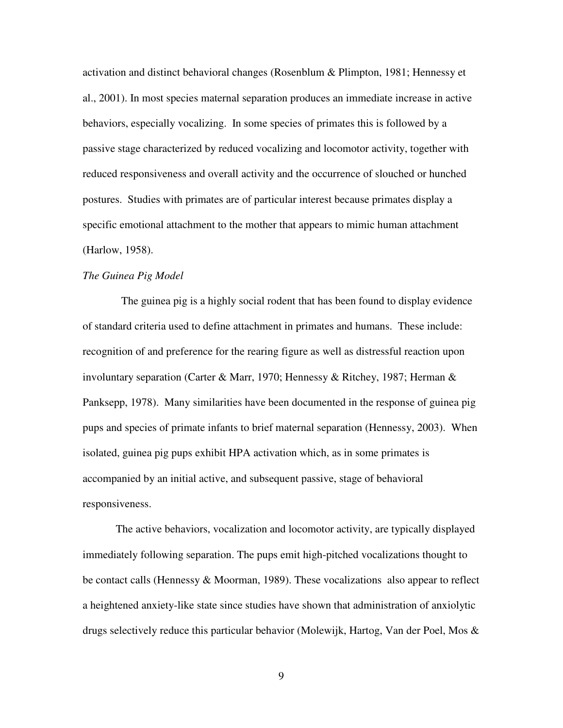activation and distinct behavioral changes (Rosenblum & Plimpton, 1981; Hennessy et al., 2001). In most species maternal separation produces an immediate increase in active behaviors, especially vocalizing. In some species of primates this is followed by a passive stage characterized by reduced vocalizing and locomotor activity, together with reduced responsiveness and overall activity and the occurrence of slouched or hunched postures. Studies with primates are of particular interest because primates display a specific emotional attachment to the mother that appears to mimic human attachment (Harlow, 1958).

*The Guinea Pig Model*

The guinea pig is a highly social rodent that has been found to display evidence of standard criteria used to define attachment in primates and humans. These include: recognition of and preference for the rearing figure as well as distressful reaction upon involuntary separation (Carter & Marr, 1970; Hennessy & Ritchey, 1987; Herman & Panksepp, 1978). Many similarities have been documented in the response of guinea pig pups and species of primate infants to brief maternal separation (Hennessy, 2003). When isolated, guinea pig pups exhibit HPA activation which, as in some primates is accompanied by an initial active, and subsequent passive, stage of behavioral responsiveness.

The active behaviors, vocalization and locomotor activity, are typically displayed immediately following separation. The pups emit high-pitched vocalizations thought to be contact calls (Hennessy & Moorman, 1989). These vocalizations also appear to reflect a heightened anxiety-like state since studies have shown that administration of anxiolytic drugs selectively reduce this particular behavior (Molewijk, Hartog, Van der Poel, Mos &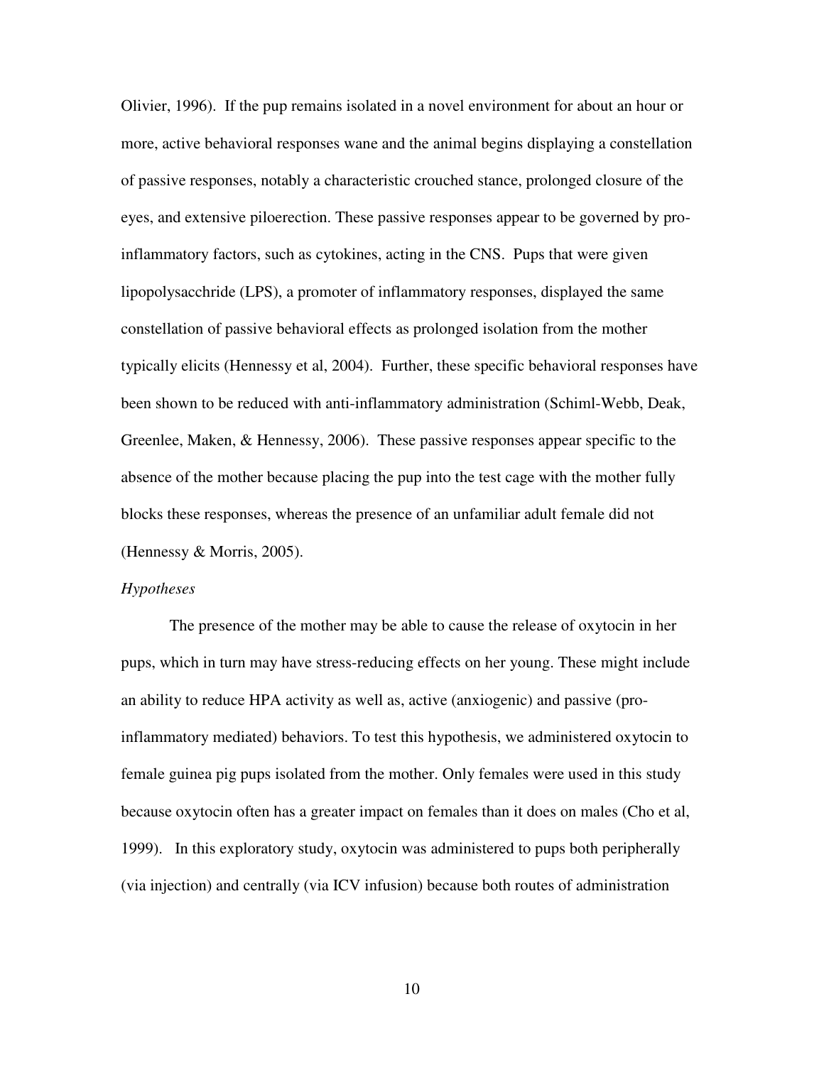Olivier, 1996). If the pup remains isolated in a novel environment for about an hour or more, active behavioral responses wane and the animal begins displaying a constellation of passive responses, notably a characteristic crouched stance, prolonged closure of the eyes, and extensive piloerection. These passive responses appear to be governed by pro-inflammatory factors, such as cytokines, acting in the CNS. Pups that were given lipopolysacchride (LPS), a promoter of inflammatory responses, displayed the same constellation of passive behavioral effects as prolonged isolation from the mother typically elicits (Hennessy et al, 2004). Further, these specific behavioral responses have been shown to be reduced with anti-inflammatory administration (Schiml-Webb, Deak, Greenlee, Maken, & Hennessy, 2006). These passive responses appear specific to the absence of the mother because placing the pup into the test cage with the mother fully blocks these responses, whereas the presence of an unfamiliar adult female did not (Hennessy & Morris, 2005).

*Hypotheses*

The presence of the mother may be able to cause the release of oxytocin in her pups, which in turn may have stress-reducing effects on her young. These might include an ability to reduce HPA activity as well as, active (anxiogenic) and passive (pro-inflammatory mediated) behaviors. To test this hypothesis, we administered oxytocin to female guinea pig pups isolated from the mother. Only females were used in this study because oxytocin often has a greater impact on females than it does on males (Cho et al, 1999). In this exploratory study, oxytocin was administered to pups both peripherally (via injection) and centrally (via ICV infusion) because both routes of administration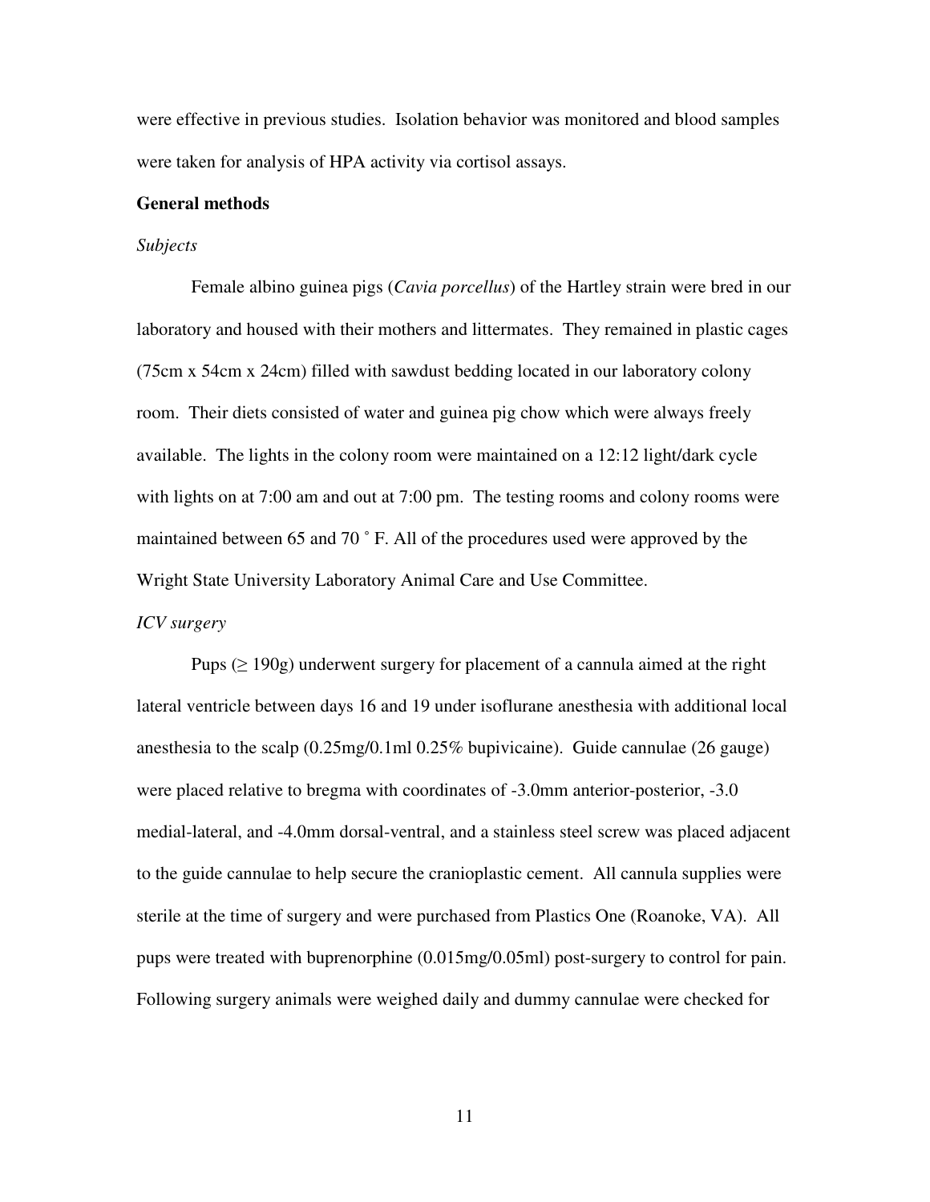were effective in previous studies. Isolation behavior was monitored and blood samples were taken for analysis of HPA activity via cortisol assays.

**General methods**

*Subjects*

Female albino guinea pigs (*Cavia porcellus*) of the Hartley strain were bred in our laboratory and housed with their mothers and littermates. They remained in plastic cages (75cm x 54cm x 24cm) filled with sawdust bedding located in our laboratory colony room. Their diets consisted of water and guinea pig chow which were always freely available. The lights in the colony room were maintained on a 12:12 light/dark cycle with lights on at 7:00 am and out at 7:00 pm. The testing rooms and colony rooms were maintained between 65 and 70 ˚ F. All of the procedures used were approved by the Wright State University Laboratory Animal Care and Use Committee.

*ICV surgery*

Pups (≥ 190g) underwent surgery for placement of a cannula aimed at the right lateral ventricle between days 16 and 19 under isoflurane anesthesia with additional local anesthesia to the scalp (0.25mg/0.1ml 0.25% bupivicaine). Guide cannulae (26 gauge) were placed relative to bregma with coordinates of -3.0mm anterior-posterior, -3.0 medial-lateral, and -4.0mm dorsal-ventral, and a stainless steel screw was placed adjacent to the guide cannulae to help secure the cranioplastic cement. All cannula supplies were sterile at the time of surgery and were purchased from Plastics One (Roanoke, VA). All pups were treated with buprenorphine (0.015mg/0.05ml) post-surgery to control for pain. Following surgery animals were weighed daily and dummy cannulae were checked for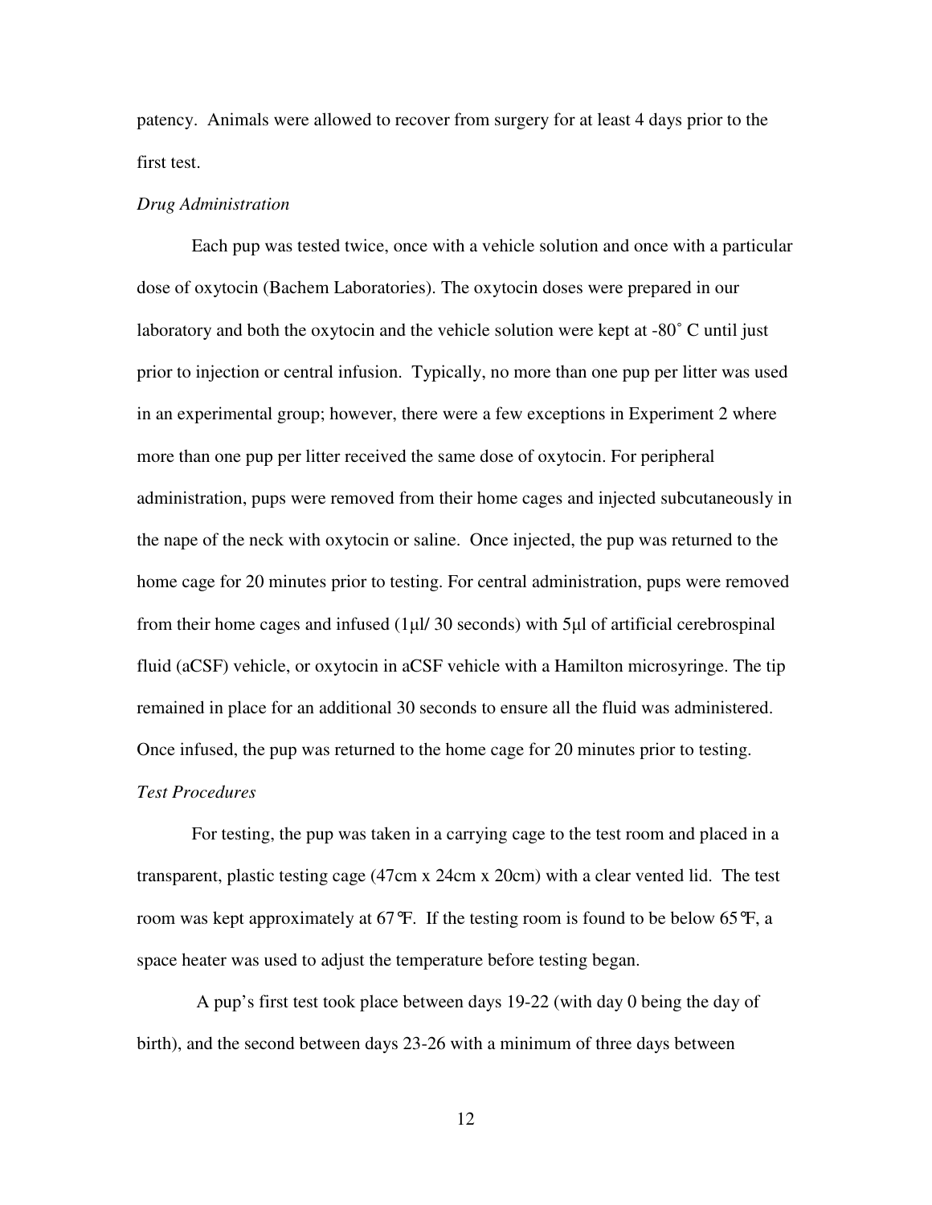patency. Animals were allowed to recover from surgery for at least 4 days prior to the first test.

*Drug Administration*

Each pup was tested twice, once with a vehicle solution and once with a particular dose of oxytocin (Bachem Laboratories). The oxytocin doses were prepared in our laboratory and both the oxytocin and the vehicle solution were kept at -80˚ C until just prior to injection or central infusion. Typically, no more than one pup per litter was used in an experimental group; however, there were a few exceptions in Experiment 2 where more than one pup per litter received the same dose of oxytocin. For peripheral administration, pups were removed from their home cages and injected subcutaneously in the nape of the neck with oxytocin or saline. Once injected, the pup was returned to the home cage for 20 minutes prior to testing. For central administration, pups were removed from their home cages and infused (1µl/ 30 seconds) with 5µl of artificial cerebrospinal fluid (aCSF) vehicle, or oxytocin in aCSF vehicle with a Hamilton microsyringe. The tip remained in place for an additional 30 seconds to ensure all the fluid was administered. Once infused, the pup was returned to the home cage for 20 minutes prior to testing.

*Test Procedures*

For testing, the pup was taken in a carrying cage to the test room and placed in a transparent, plastic testing cage (47cm x 24cm x 20cm) with a clear vented lid. The test room was kept approximately at 67℉. If the testing room is found to be below 65℉, a space heater was used to adjust the temperature before testing began.

A pup's first test took place between days 19-22 (with day 0 being the day of birth), and the second between days 23-26 with a minimum of three days between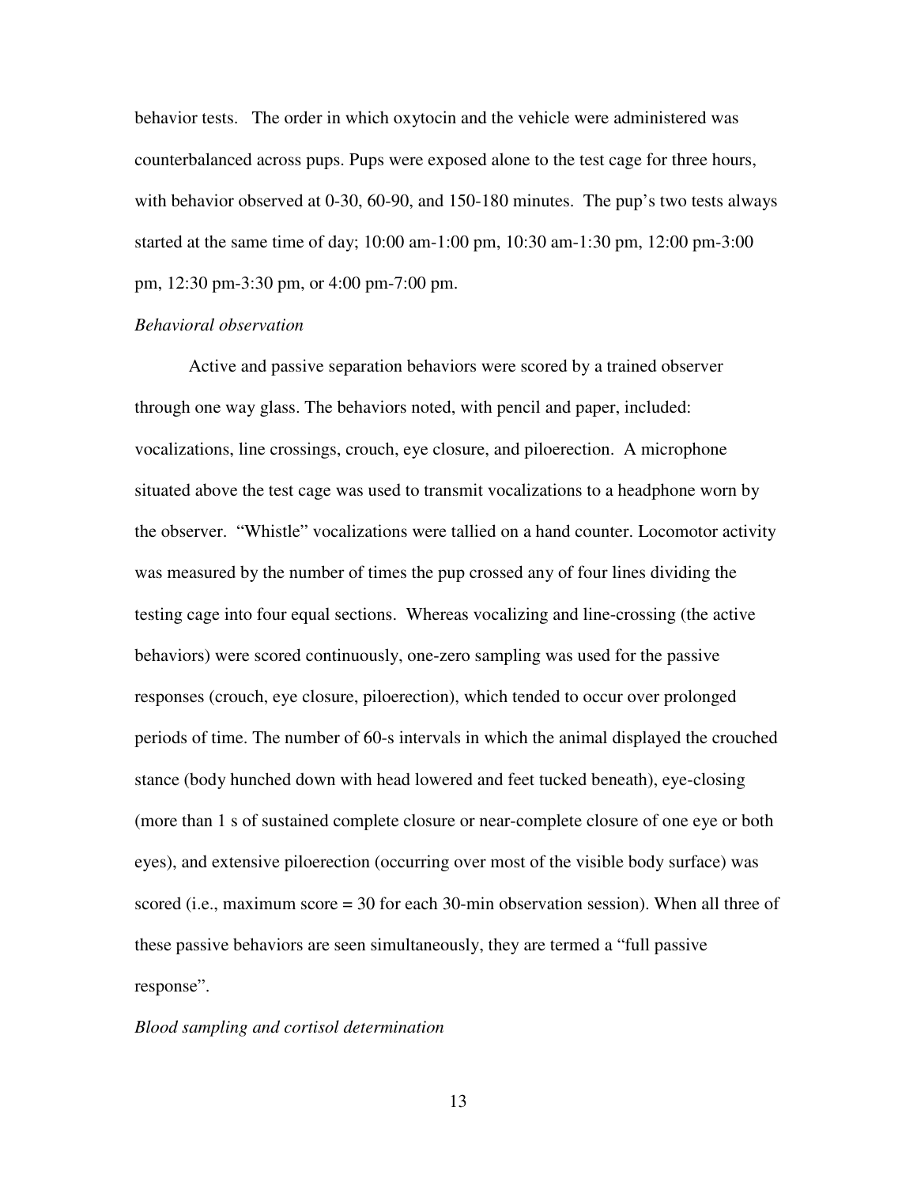behavior tests. The order in which oxytocin and the vehicle were administered was counterbalanced across pups. Pups were exposed alone to the test cage for three hours, with behavior observed at 0-30, 60-90, and 150-180 minutes. The pup's two tests always started at the same time of day; 10:00 am-1:00 pm, 10:30 am-1:30 pm, 12:00 pm-3:00 pm, 12:30 pm-3:30 pm, or 4:00 pm-7:00 pm.

*Behavioral observation*

Active and passive separation behaviors were scored by a trained observer through one way glass. The behaviors noted, with pencil and paper, included: vocalizations, line crossings, crouch, eye closure, and piloerection. A microphone situated above the test cage was used to transmit vocalizations to a headphone worn by the observer. "Whistle" vocalizations were tallied on a hand counter. Locomotor activity was measured by the number of times the pup crossed any of four lines dividing the testing cage into four equal sections. Whereas vocalizing and line-crossing (the active behaviors) were scored continuously, one-zero sampling was used for the passive responses (crouch, eye closure, piloerection), which tended to occur over prolonged periods of time. The number of 60-s intervals in which the animal displayed the crouched stance (body hunched down with head lowered and feet tucked beneath), eye-closing (more than 1 s of sustained complete closure or near-complete closure of one eye or both eyes), and extensive piloerection (occurring over most of the visible body surface) was scored (i.e., maximum score = 30 for each 30-min observation session). When all three of these passive behaviors are seen simultaneously, they are termed a "full passive response".

*Blood sampling and cortisol determination*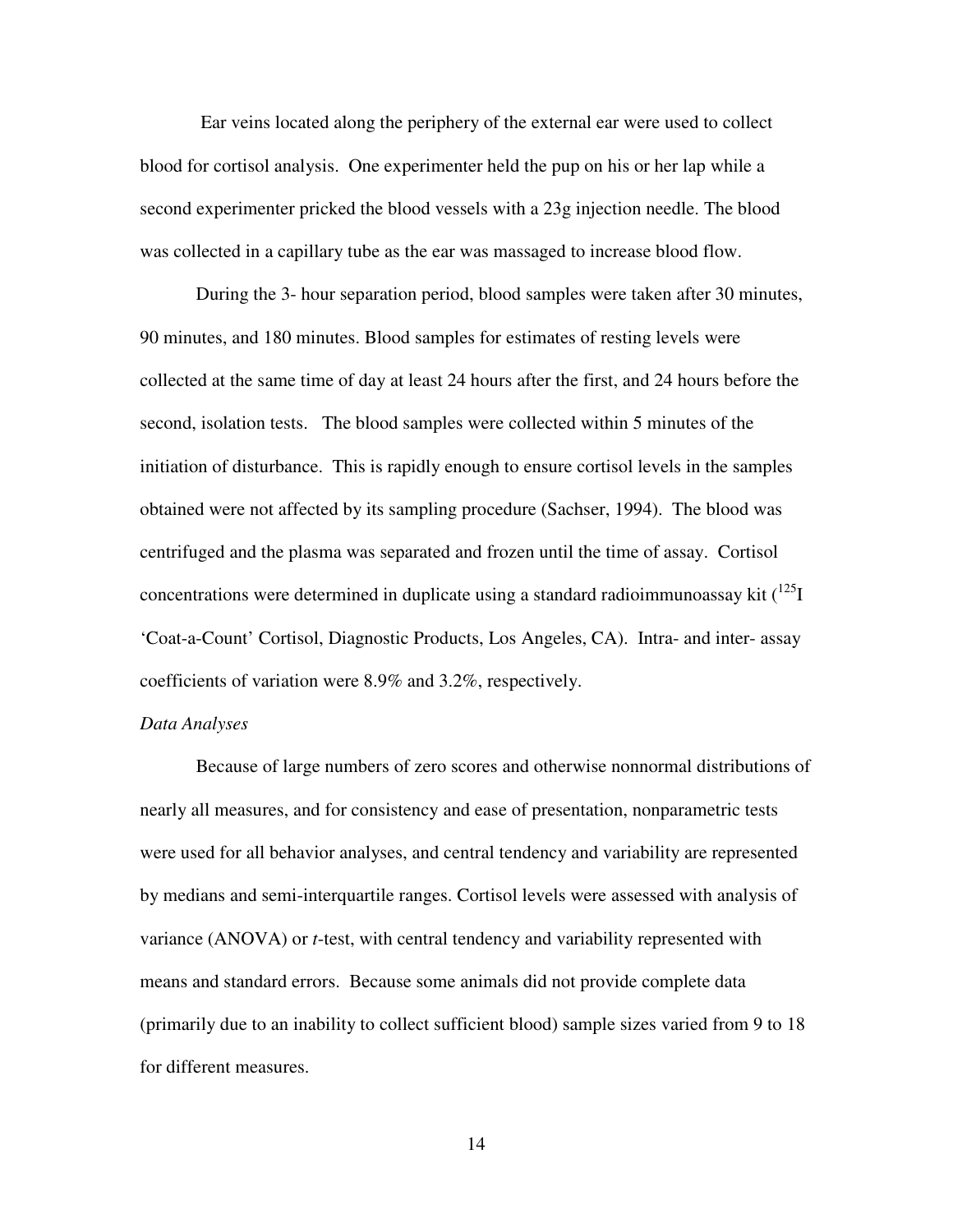Ear veins located along the periphery of the external ear were used to collect blood for cortisol analysis. One experimenter held the pup on his or her lap while a second experimenter pricked the blood vessels with a 23g injection needle. The blood was collected in a capillary tube as the ear was massaged to increase blood flow.

During the 3- hour separation period, blood samples were taken after 30 minutes, 90 minutes, and 180 minutes. Blood samples for estimates of resting levels were collected at the same time of day at least 24 hours after the first, and 24 hours before the second, isolation tests. The blood samples were collected within 5 minutes of the initiation of disturbance. This is rapidly enough to ensure cortisol levels in the samples obtained were not affected by its sampling procedure (Sachser, 1994). The blood was centrifuged and the plasma was separated and frozen until the time of assay. Cortisol concentrations were determined in duplicate using a standard radioimmunoassay kit ($^{125}$I 'Coat-a-Count' Cortisol, Diagnostic Products, Los Angeles, CA). Intra- and inter- assay coefficients of variation were 8.9% and 3.2%, respectively.

*Data Analyses*

Because of large numbers of zero scores and otherwise nonnormal distributions of nearly all measures, and for consistency and ease of presentation, nonparametric tests were used for all behavior analyses, and central tendency and variability are represented by medians and semi-interquartile ranges. Cortisol levels were assessed with analysis of variance (ANOVA) or *t*-test, with central tendency and variability represented with means and standard errors. Because some animals did not provide complete data (primarily due to an inability to collect sufficient blood) sample sizes varied from 9 to 18 for different measures.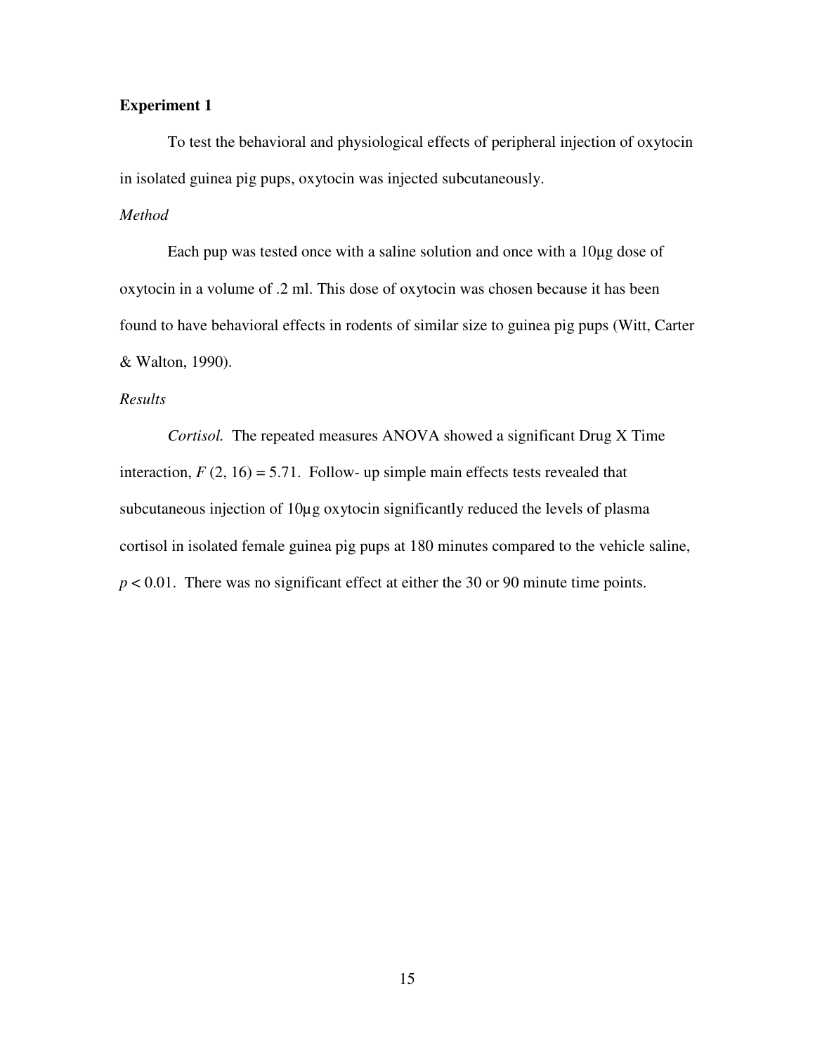**Experiment 1**

To test the behavioral and physiological effects of peripheral injection of oxytocin in isolated guinea pig pups, oxytocin was injected subcutaneously.

*Method*

Each pup was tested once with a saline solution and once with a 10µg dose of oxytocin in a volume of .2 ml. This dose of oxytocin was chosen because it has been found to have behavioral effects in rodents of similar size to guinea pig pups (Witt, Carter & Walton, 1990).

*Results*

*Cortisol.* The repeated measures ANOVA showed a significant Drug X Time interaction, $F$ (2, 16) = 5.71. Follow- up simple main effects tests revealed that subcutaneous injection of 10µg oxytocin significantly reduced the levels of plasma cortisol in isolated female guinea pig pups at 180 minutes compared to the vehicle saline, $p < 0.01$. There was no significant effect at either the 30 or 90 minute time points.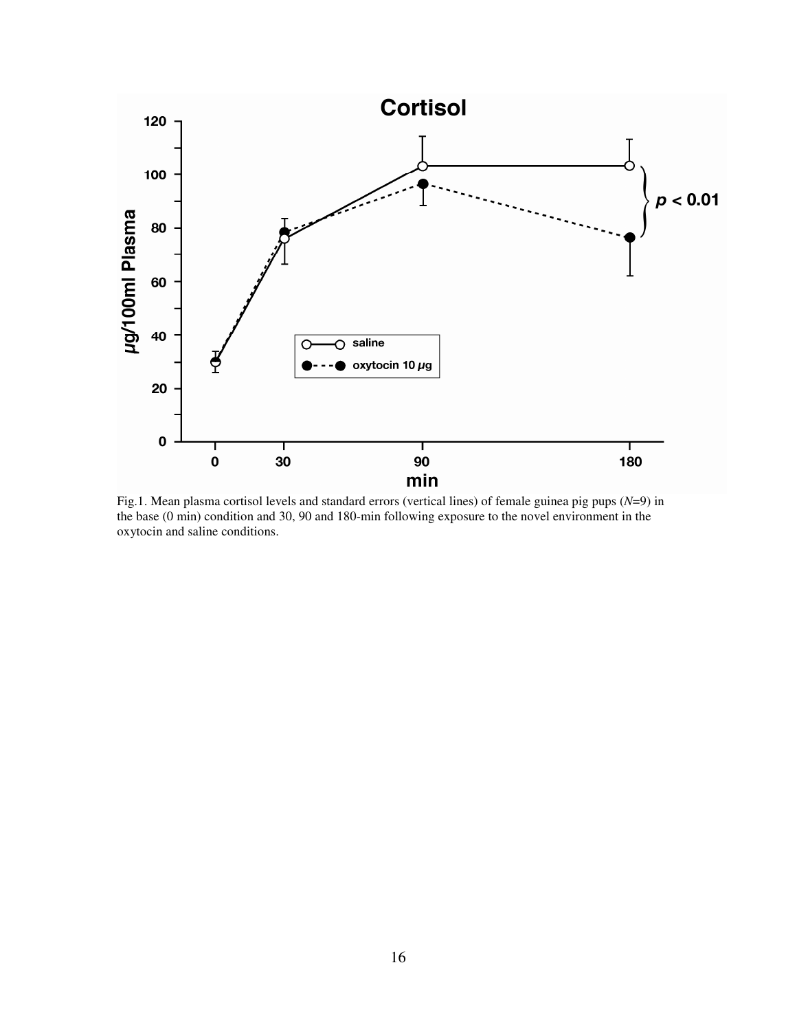Fig.1. Mean plasma cortisol levels and standard errors (vertical lines) of female guinea pig pups (*N*=9) in the base (0 min) condition and 30, 90 and 180-min following exposure to the novel environment in the oxytocin and saline conditions.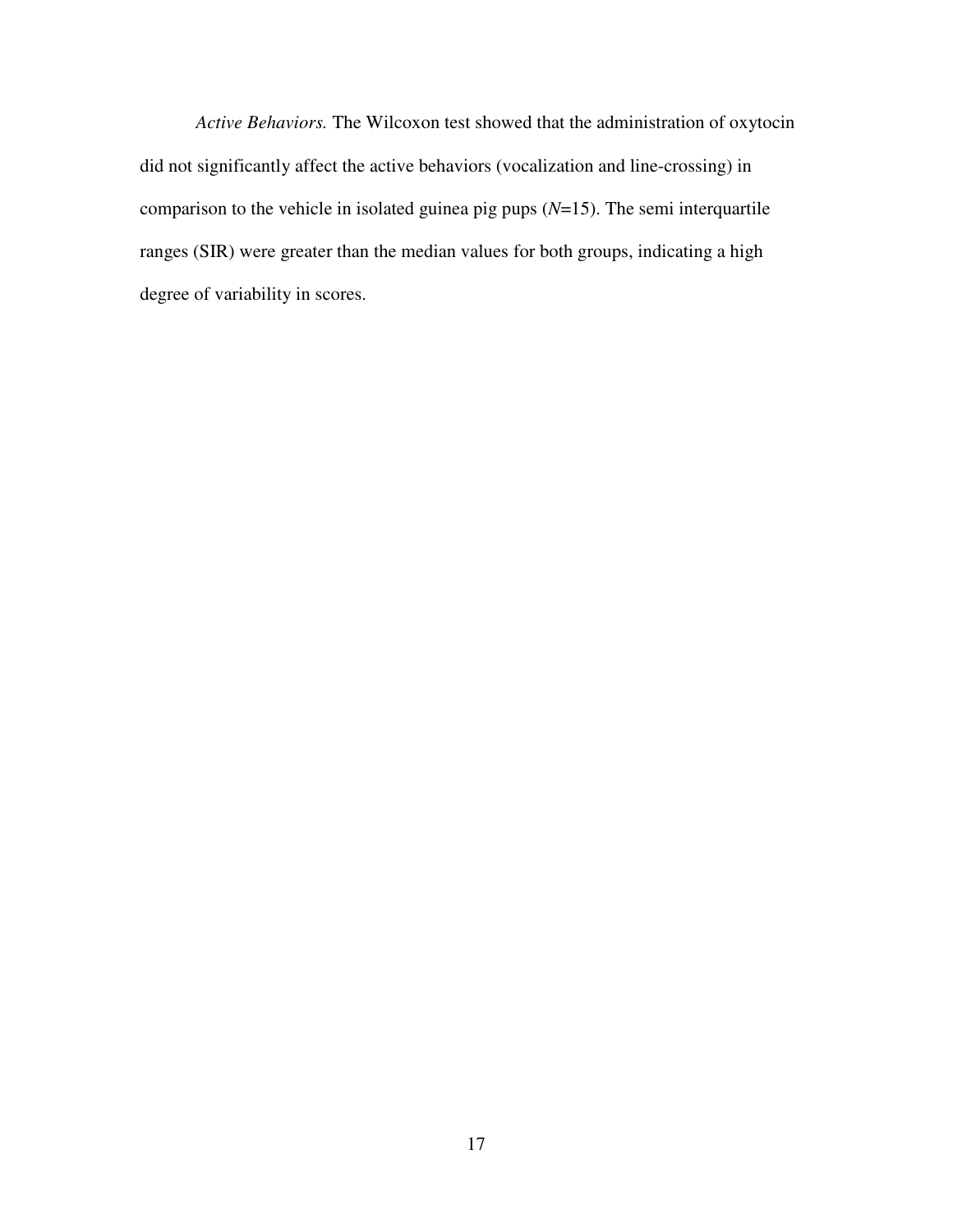*Active Behaviors.* The Wilcoxon test showed that the administration of oxytocin did not significantly affect the active behaviors (vocalization and line-crossing) in comparison to the vehicle in isolated guinea pig pups (*N*=15). The semi interquartile ranges (SIR) were greater than the median values for both groups, indicating a high degree of variability in scores.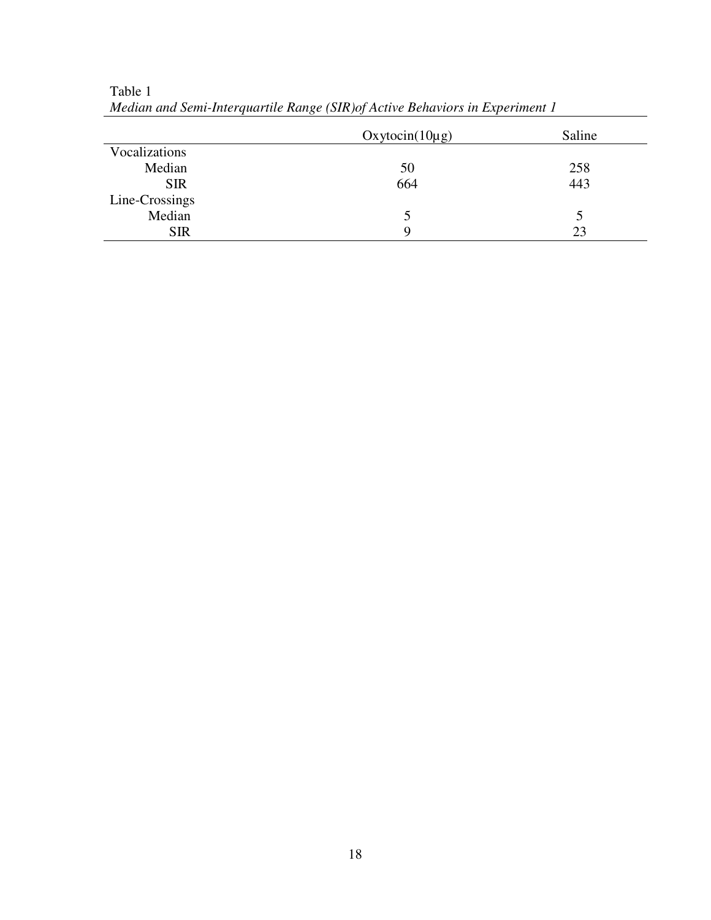Table 1

*Median and Semi-Interquartile Range (SIR)of Active Behaviors in Experiment 1*

| | Oxytocin(10µg) | Saline |
|---|---|---|
| Vocalizations | | |
| Median | 50 | 258 |
| SIR | 664 | 443 |
| Line-Crossings | | |
| Median | 5 | 5 |
| SIR | 9 | 23 |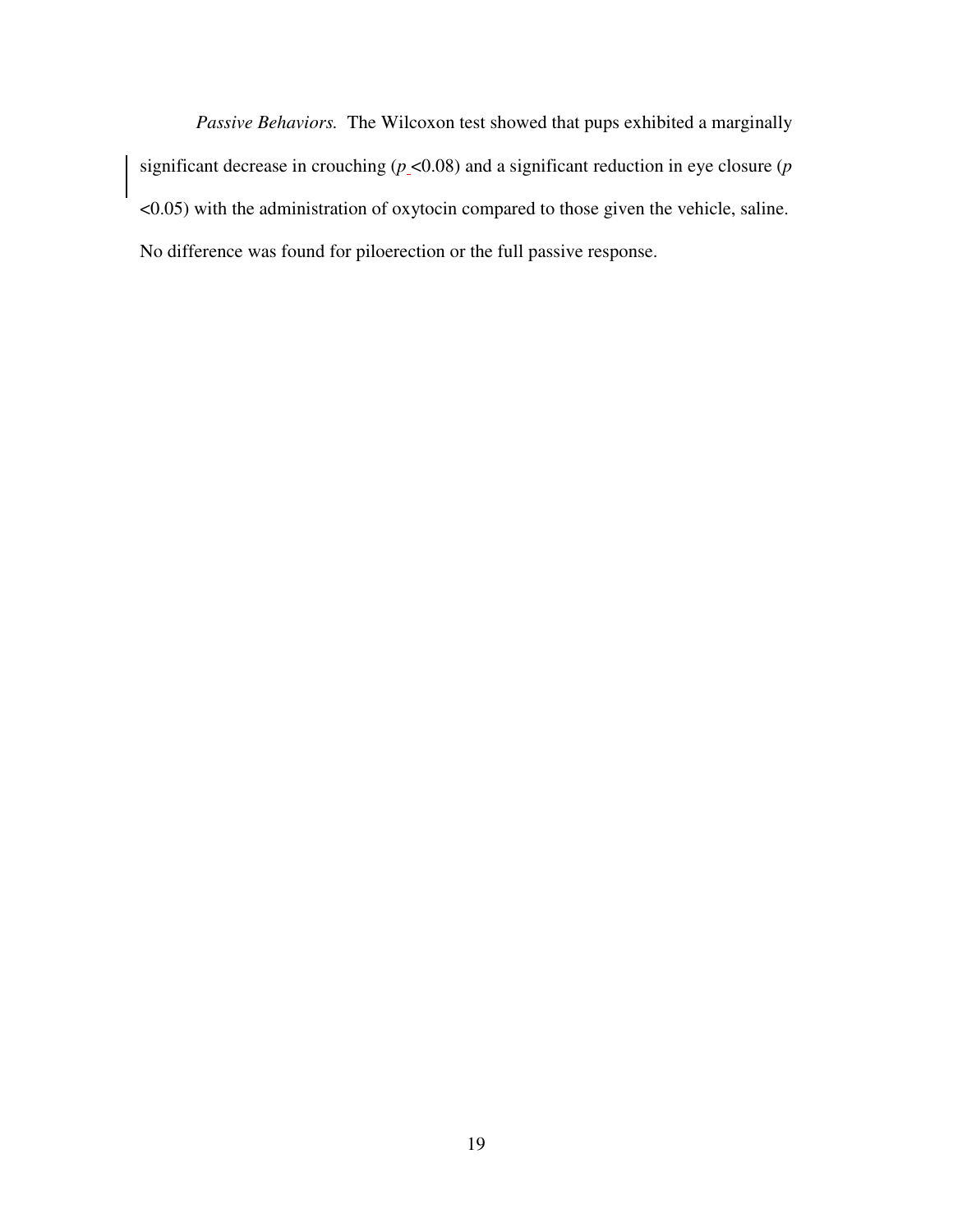*Passive Behaviors.* The Wilcoxon test showed that pups exhibited a marginally significant decrease in crouching ($p < 0.08$) and a significant reduction in eye closure ($p < 0.05$) with the administration of oxytocin compared to those given the vehicle, saline. No difference was found for piloerection or the full passive response.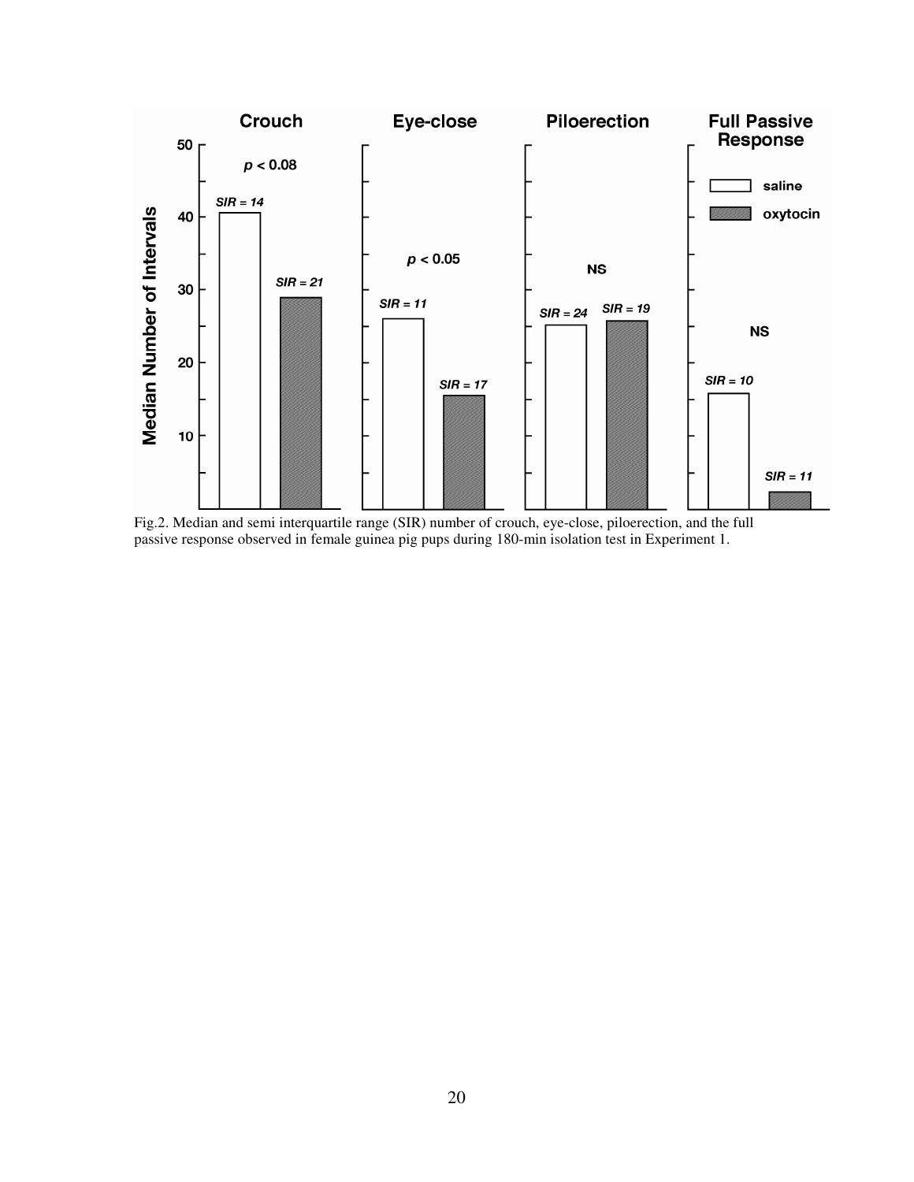Fig.2. Median and semi interquartile range (SIR) number of crouch, eye-close, piloerection, and the full passive response observed in female guinea pig pups during 180-min isolation test in Experiment 1.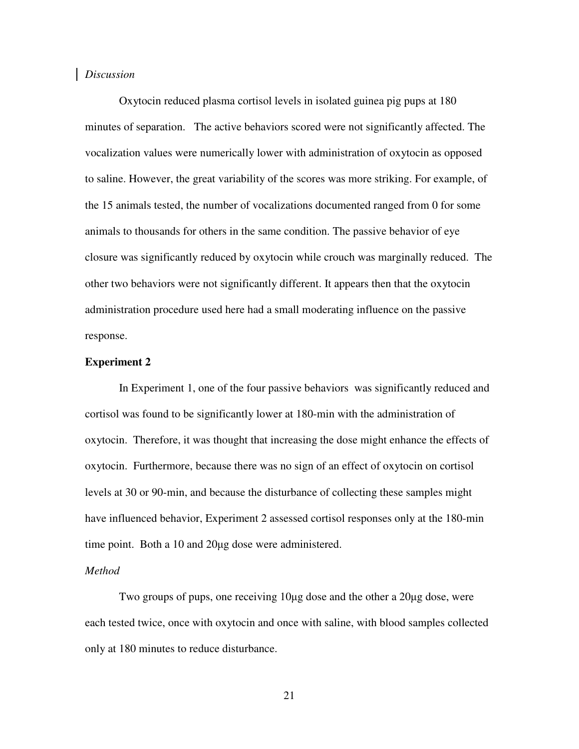*Discussion*

Oxytocin reduced plasma cortisol levels in isolated guinea pig pups at 180 minutes of separation. The active behaviors scored were not significantly affected. The vocalization values were numerically lower with administration of oxytocin as opposed to saline. However, the great variability of the scores was more striking. For example, of the 15 animals tested, the number of vocalizations documented ranged from 0 for some animals to thousands for others in the same condition. The passive behavior of eye closure was significantly reduced by oxytocin while crouch was marginally reduced. The other two behaviors were not significantly different. It appears then that the oxytocin administration procedure used here had a small moderating influence on the passive response.

**Experiment 2**

In Experiment 1, one of the four passive behaviors was significantly reduced and cortisol was found to be significantly lower at 180-min with the administration of oxytocin. Therefore, it was thought that increasing the dose might enhance the effects of oxytocin. Furthermore, because there was no sign of an effect of oxytocin on cortisol levels at 30 or 90-min, and because the disturbance of collecting these samples might have influenced behavior, Experiment 2 assessed cortisol responses only at the 180-min time point. Both a 10 and 20µg dose were administered.

*Method*

Two groups of pups, one receiving 10µg dose and the other a 20µg dose, were each tested twice, once with oxytocin and once with saline, with blood samples collected only at 180 minutes to reduce disturbance.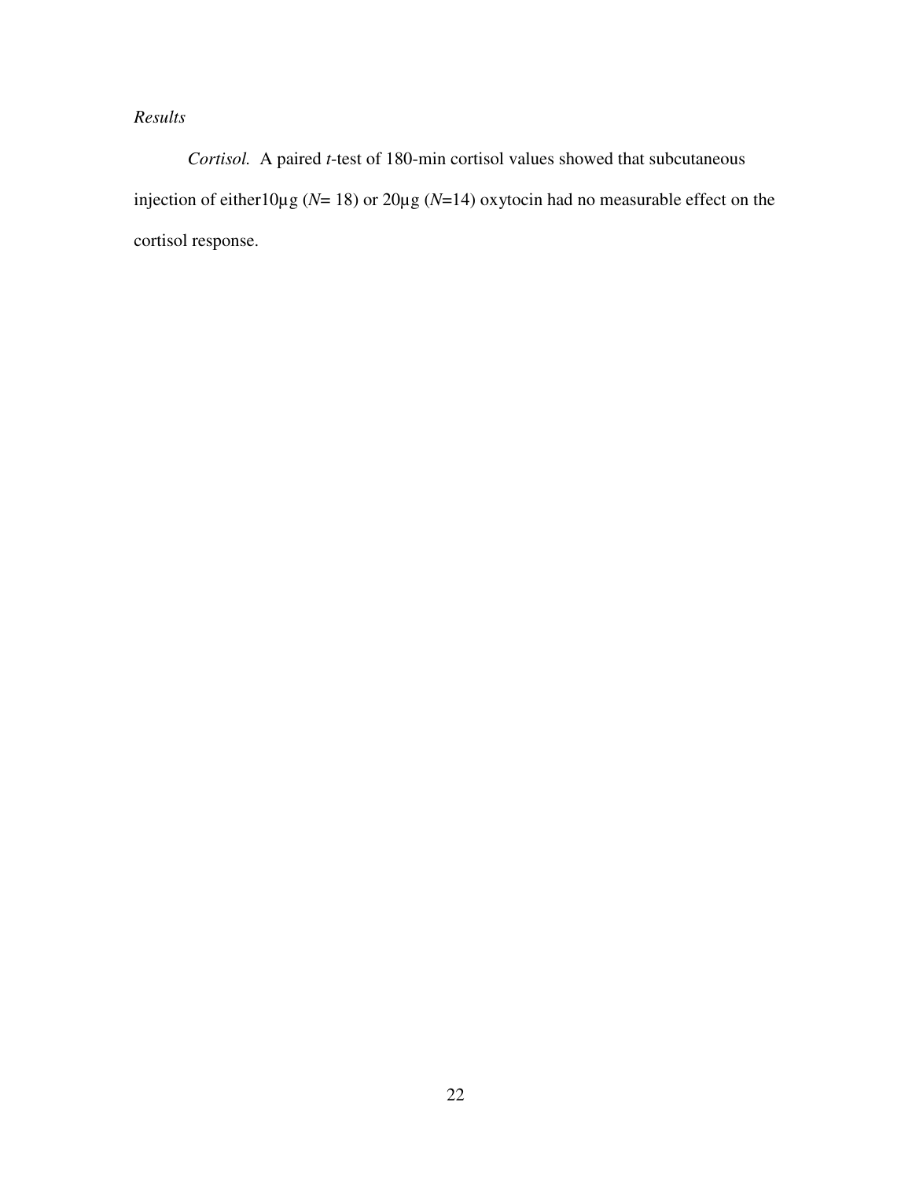*Results*

*Cortisol.* A paired *t*-test of 180-min cortisol values showed that subcutaneous injection of either10μg (*N*= 18) or 20μg (*N*=14) oxytocin had no measurable effect on the cortisol response.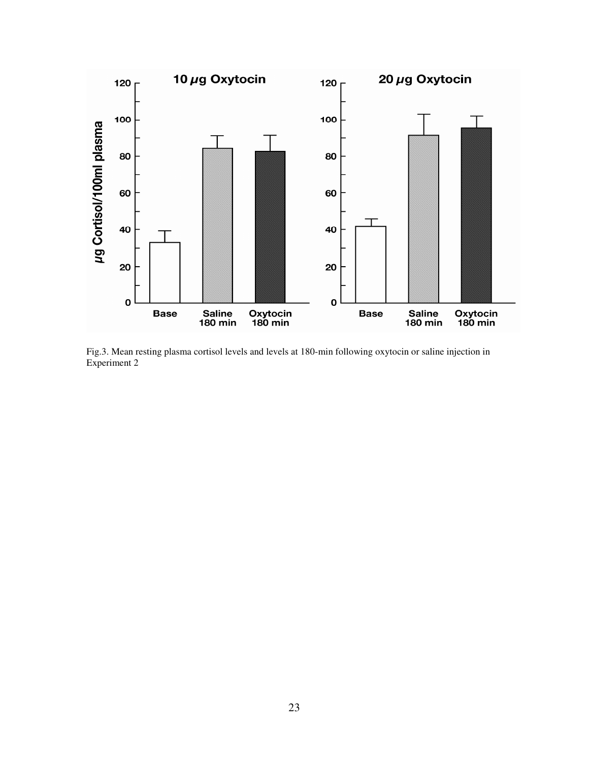Fig.3. Mean resting plasma cortisol levels and levels at 180-min following oxytocin or saline injection in Experiment 2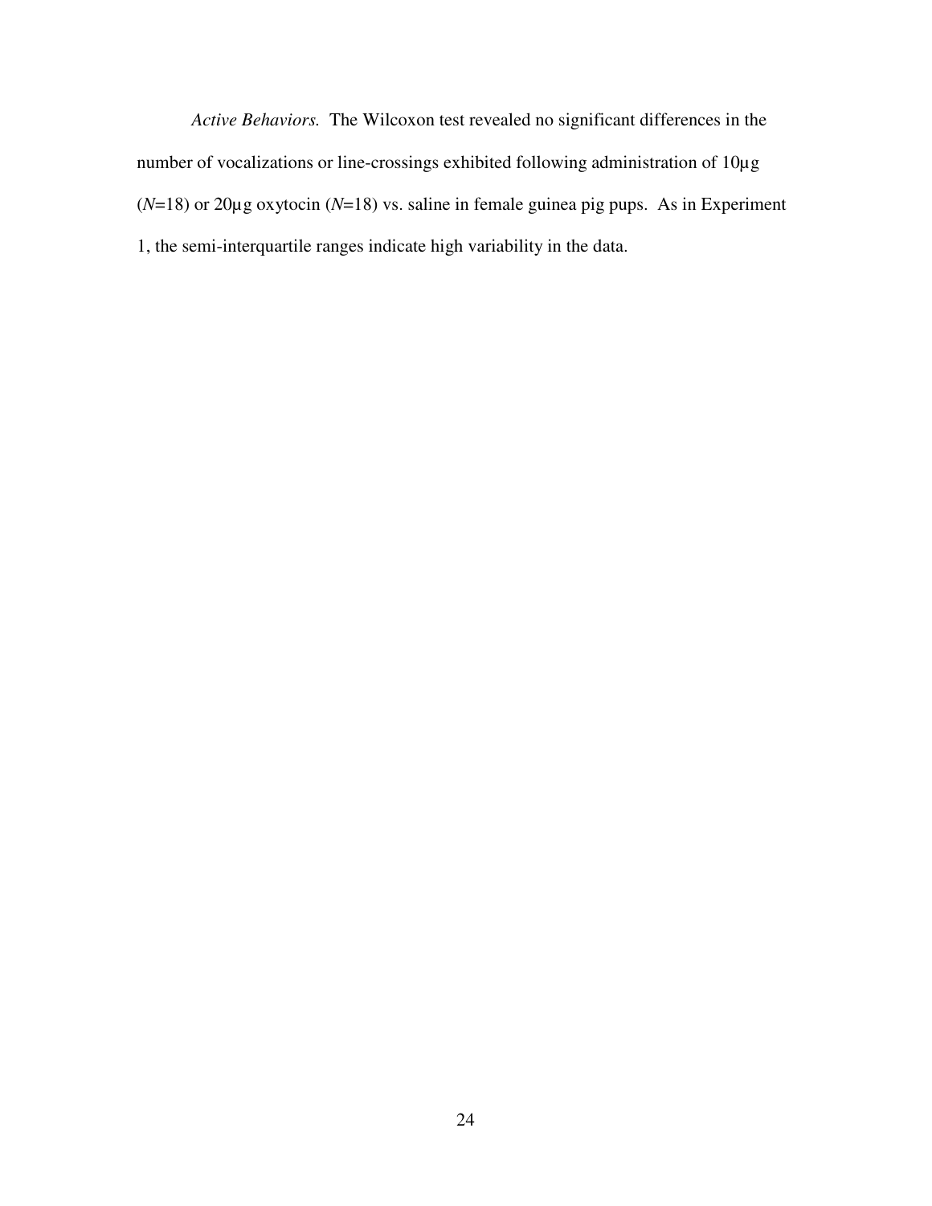*Active Behaviors.* The Wilcoxon test revealed no significant differences in the number of vocalizations or line-crossings exhibited following administration of 10µg ($N$=18) or 20µg oxytocin ($N$=18) vs. saline in female guinea pig pups. As in Experiment 1, the semi-interquartile ranges indicate high variability in the data.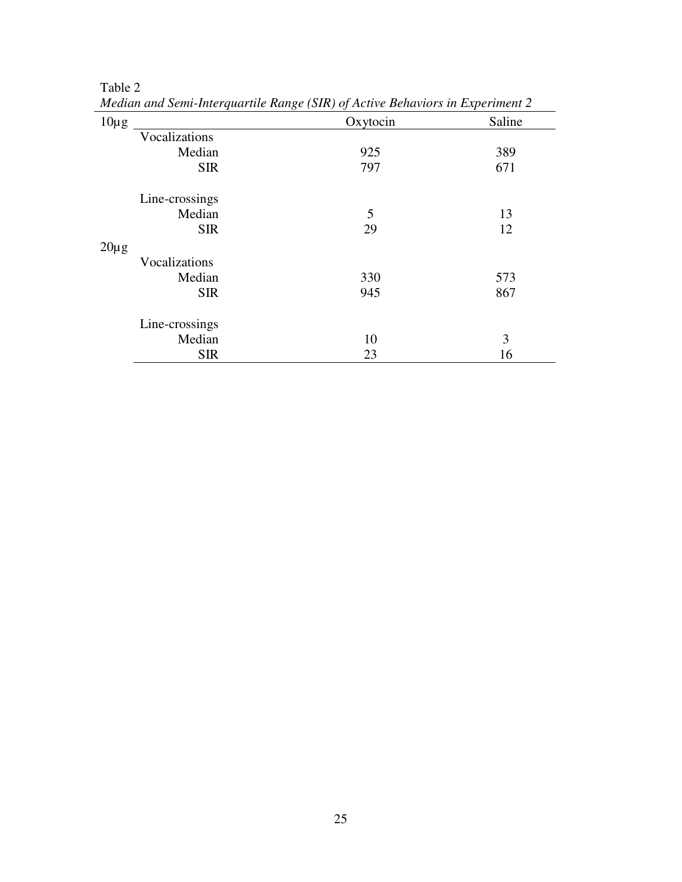Table 2

*Median and Semi-Interquartile Range (SIR) of Active Behaviors in Experiment 2*

| 10µg | | Oxytocin | Saline |
|---|---|---|---|
| | Vocalizations | | |
| | Median | 925 | 389 |
| | SIR | 797 | 671 |
| | Line-crossings | | |
| | Median | 5 | 13 |
| | SIR | 29 | 12 |
| 20µg | | | |
| | Vocalizations | | |
| | Median | 330 | 573 |
| | SIR | 945 | 867 |
| | Line-crossings | | |
| | Median | 10 | 3 |
| | SIR | 23 | 16 |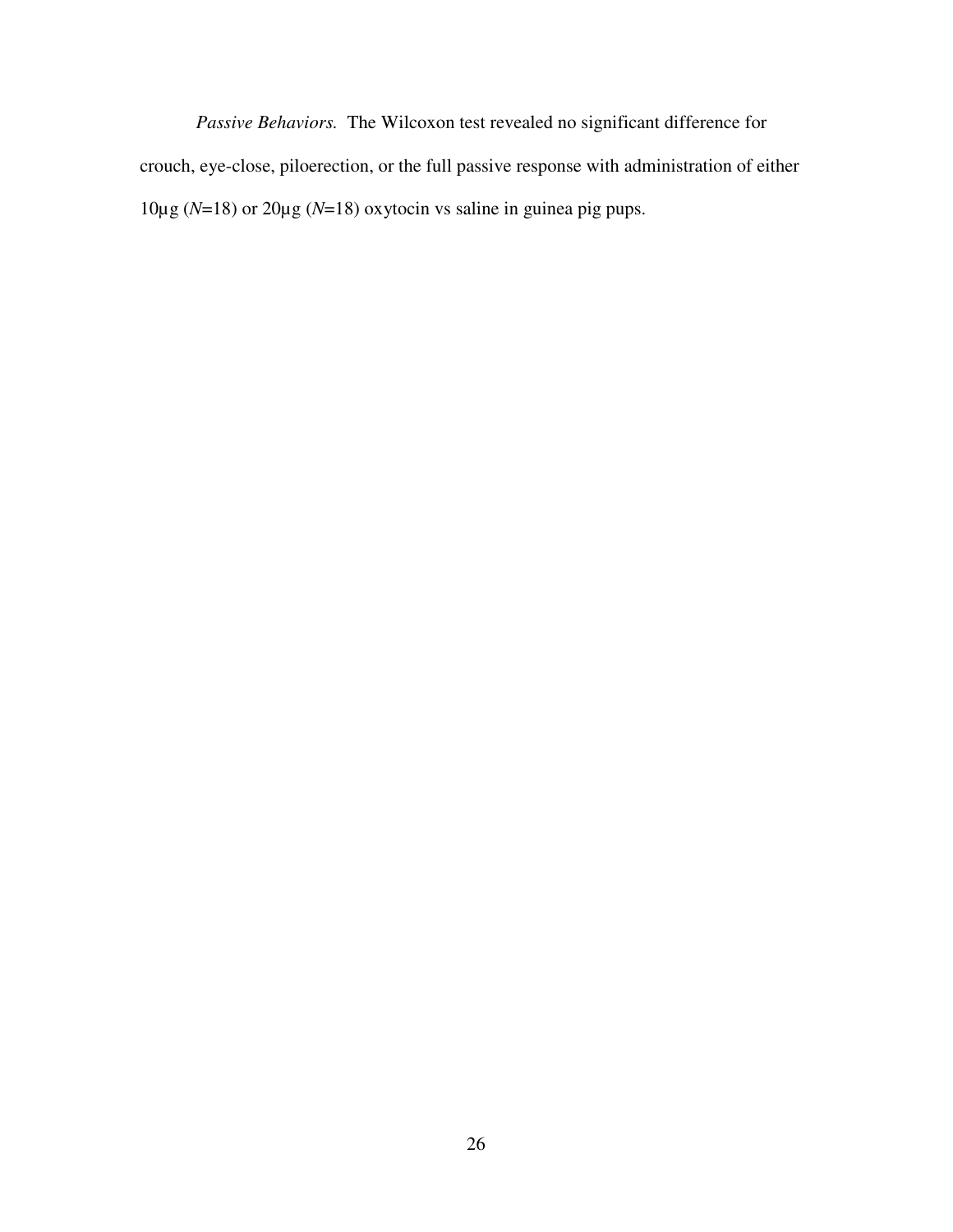*Passive Behaviors.* The Wilcoxon test revealed no significant difference for crouch, eye-close, piloerection, or the full passive response with administration of either 10µg ($N$=18) or 20µg ($N$=18) oxytocin vs saline in guinea pig pups.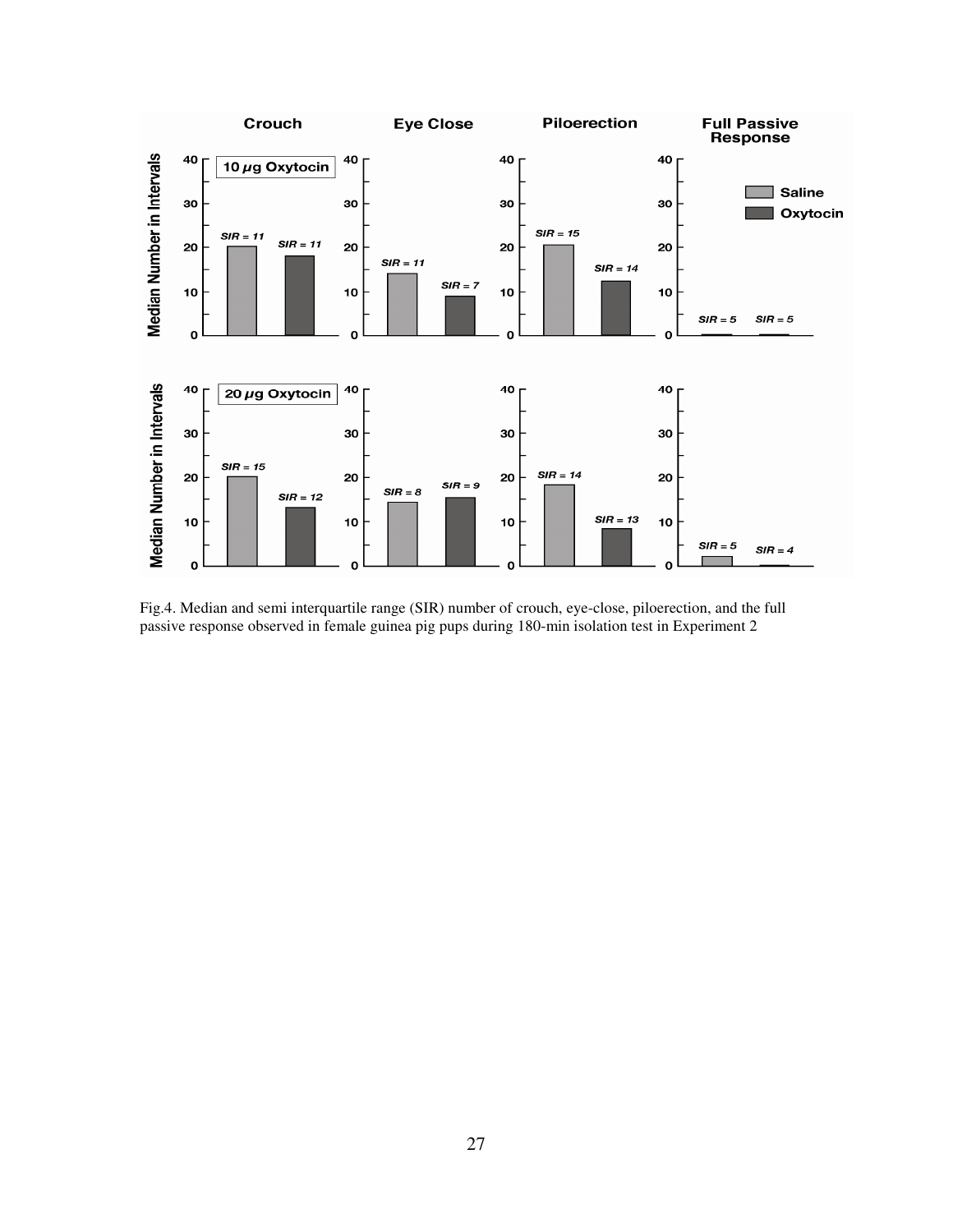Fig.4. Median and semi interquartile range (SIR) number of crouch, eye-close, piloerection, and the full passive response observed in female guinea pig pups during 180-min isolation test in Experiment 2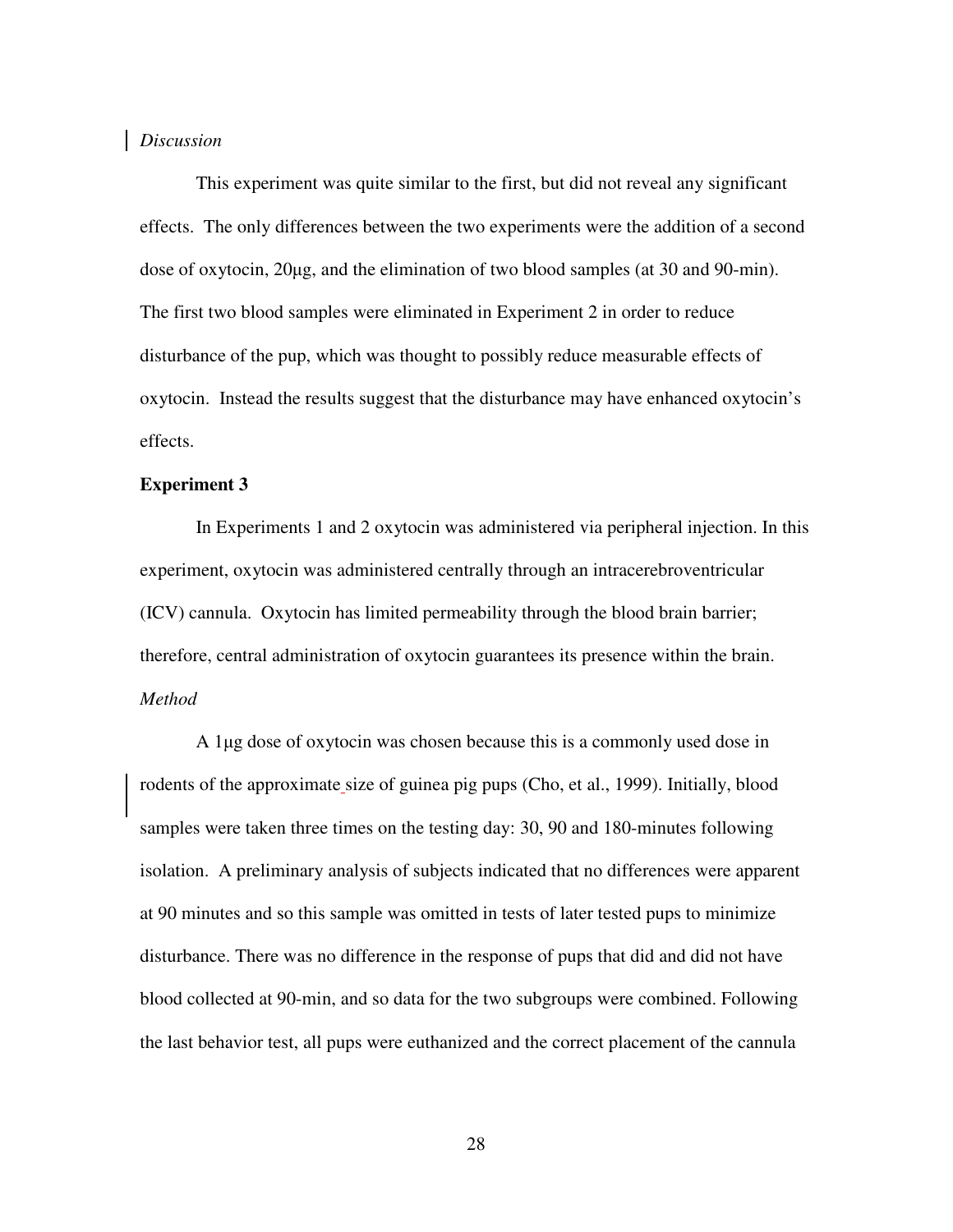*Discussion*

This experiment was quite similar to the first, but did not reveal any significant effects. The only differences between the two experiments were the addition of a second dose of oxytocin, 20µg, and the elimination of two blood samples (at 30 and 90-min). The first two blood samples were eliminated in Experiment 2 in order to reduce disturbance of the pup, which was thought to possibly reduce measurable effects of oxytocin. Instead the results suggest that the disturbance may have enhanced oxytocin's effects.

**Experiment 3**

In Experiments 1 and 2 oxytocin was administered via peripheral injection. In this experiment, oxytocin was administered centrally through an intracerebroventricular (ICV) cannula. Oxytocin has limited permeability through the blood brain barrier; therefore, central administration of oxytocin guarantees its presence within the brain.

*Method*

A 1µg dose of oxytocin was chosen because this is a commonly used dose in rodents of the approximate size of guinea pig pups (Cho, et al., 1999). Initially, blood samples were taken three times on the testing day: 30, 90 and 180-minutes following isolation. A preliminary analysis of subjects indicated that no differences were apparent at 90 minutes and so this sample was omitted in tests of later tested pups to minimize disturbance. There was no difference in the response of pups that did and did not have blood collected at 90-min, and so data for the two subgroups were combined. Following the last behavior test, all pups were euthanized and the correct placement of the cannula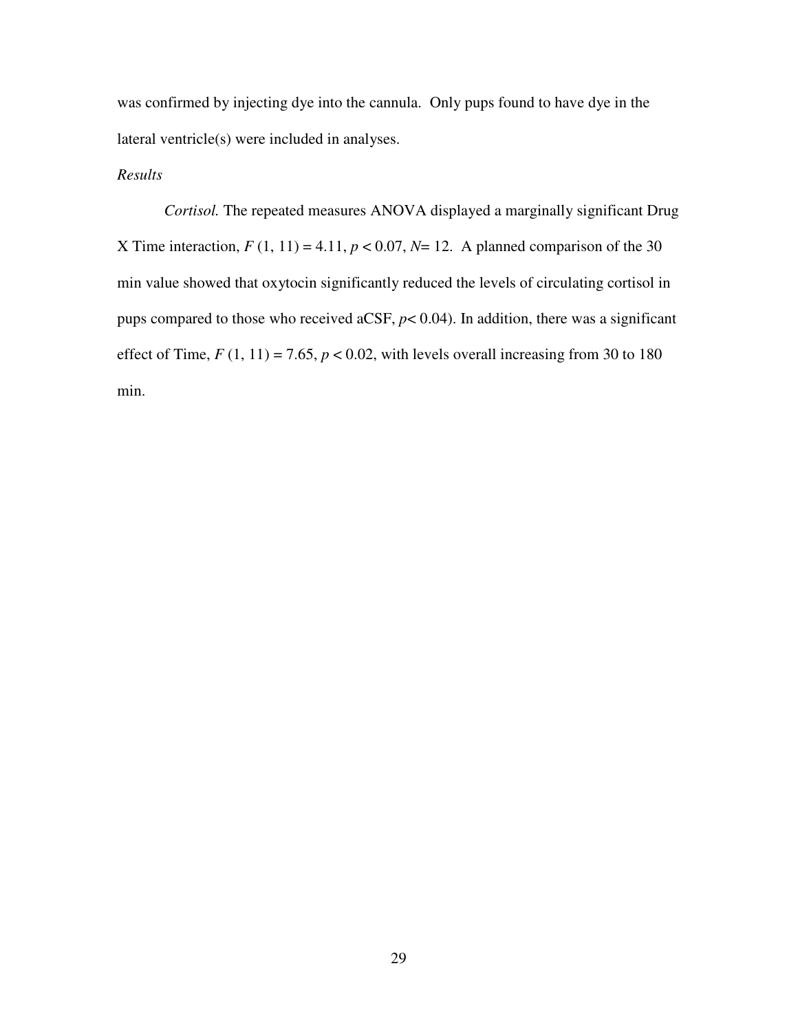was confirmed by injecting dye into the cannula. Only pups found to have dye in the lateral ventricle(s) were included in analyses.

*Results*

*Cortisol.* The repeated measures ANOVA displayed a marginally significant Drug X Time interaction, $F$ (1, 11) = 4.11, $p < 0.07$, $N$= 12. A planned comparison of the 30 min value showed that oxytocin significantly reduced the levels of circulating cortisol in pups compared to those who received aCSF, $p < 0.04$). In addition, there was a significant effect of Time, $F$ (1, 11) = 7.65, $p < 0.02$, with levels overall increasing from 30 to 180 min.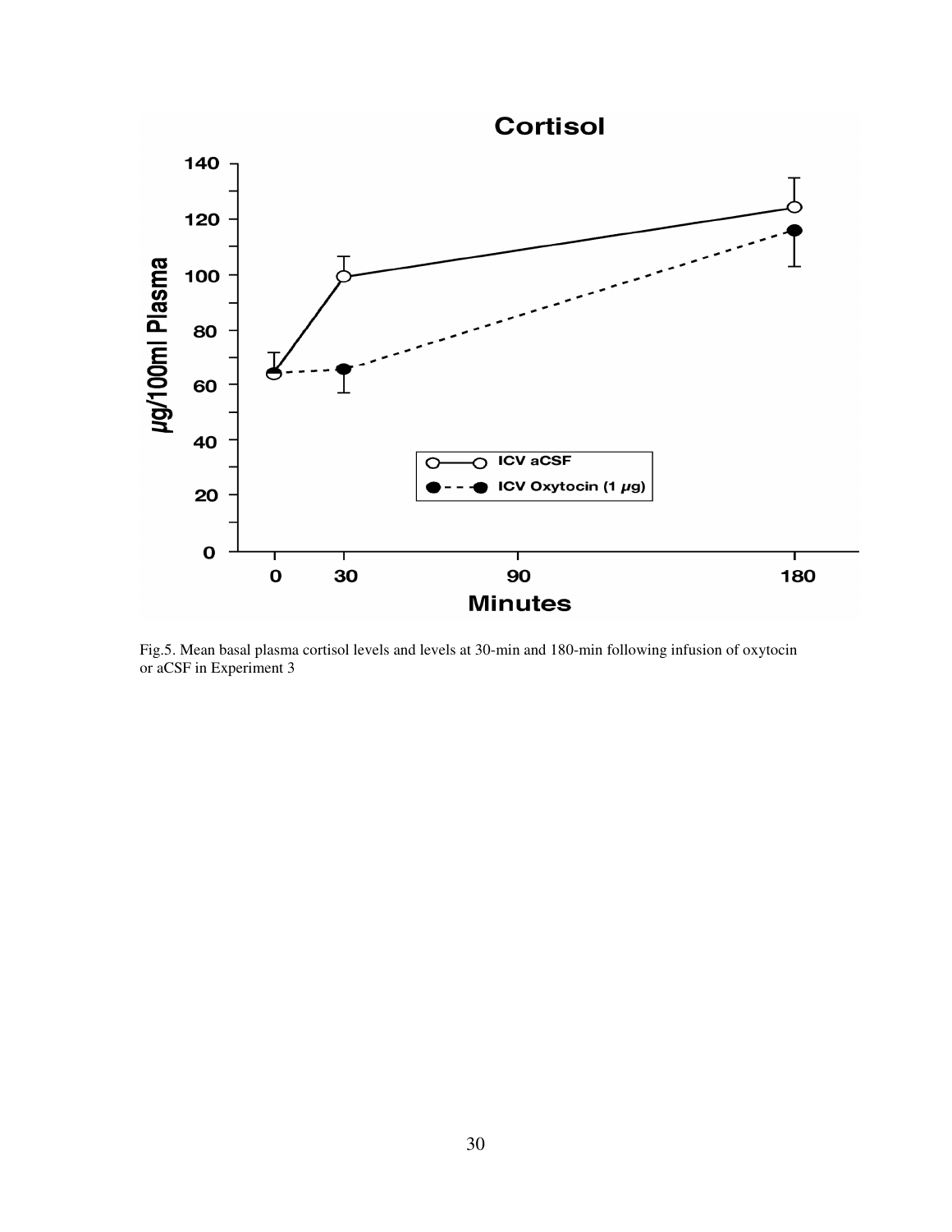Fig.5. Mean basal plasma cortisol levels and levels at 30-min and 180-min following infusion of oxytocin or aCSF in Experiment 3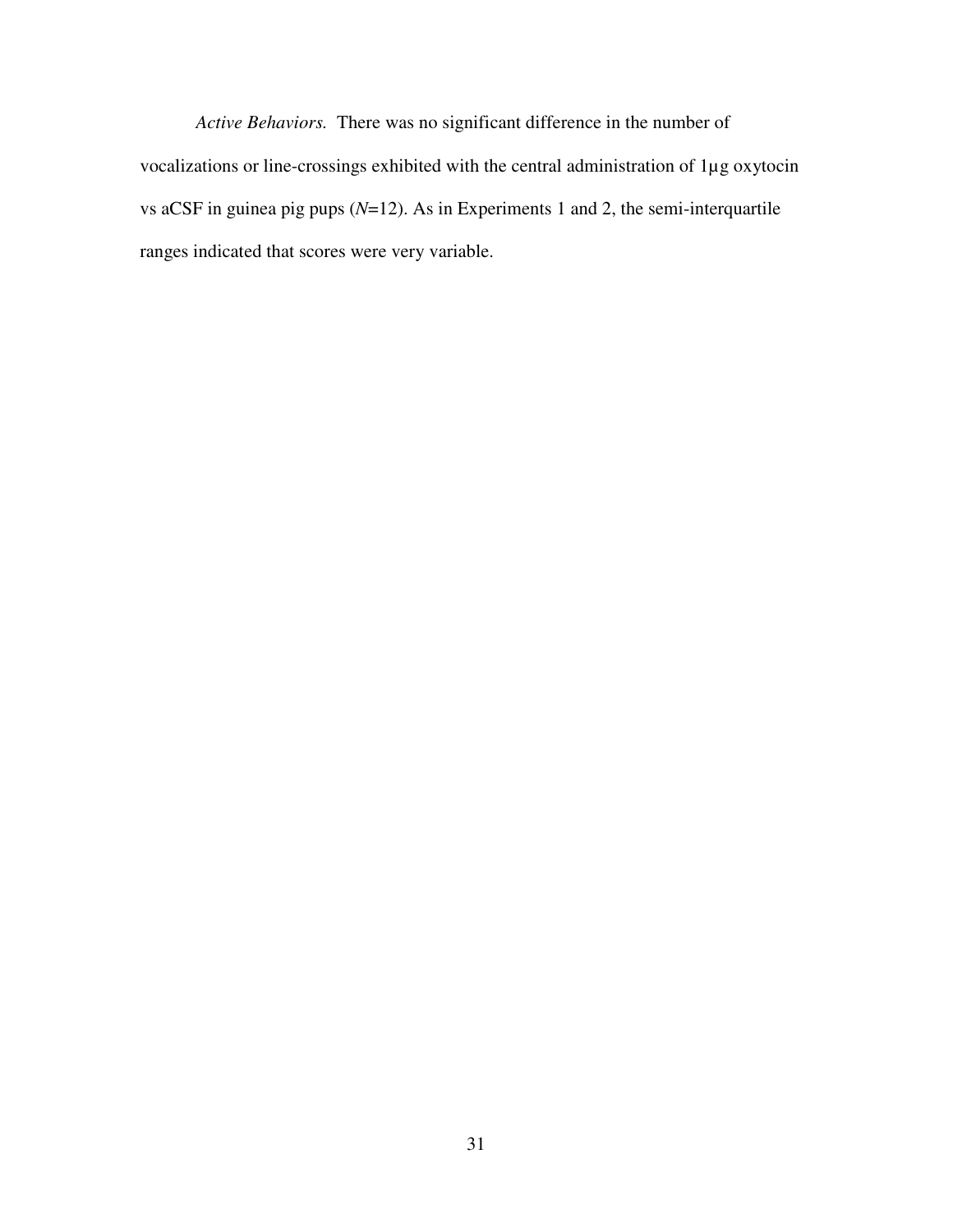*Active Behaviors.* There was no significant difference in the number of vocalizations or line-crossings exhibited with the central administration of 1µg oxytocin vs aCSF in guinea pig pups (*N*=12). As in Experiments 1 and 2, the semi-interquartile ranges indicated that scores were very variable.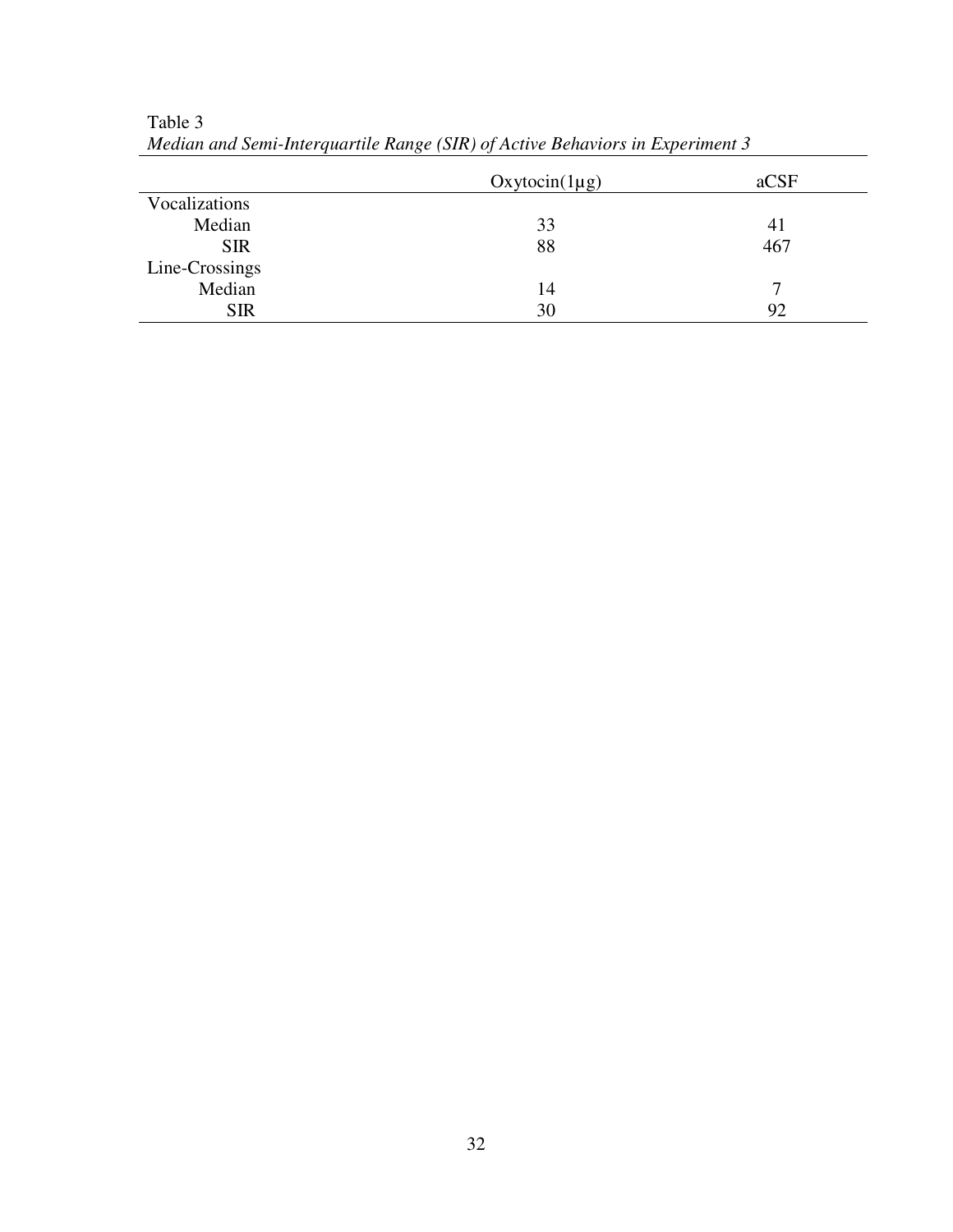Table 3

*Median and Semi-Interquartile Range (SIR) of Active Behaviors in Experiment 3*

| | Oxytocin(1μg) | aCSF |
|---|---|---|
| Vocalizations | | |
| Median | 33 | 41 |
| SIR | 88 | 467 |
| Line-Crossings | | |
| Median | 14 | 7 |
| SIR | 30 | 92 |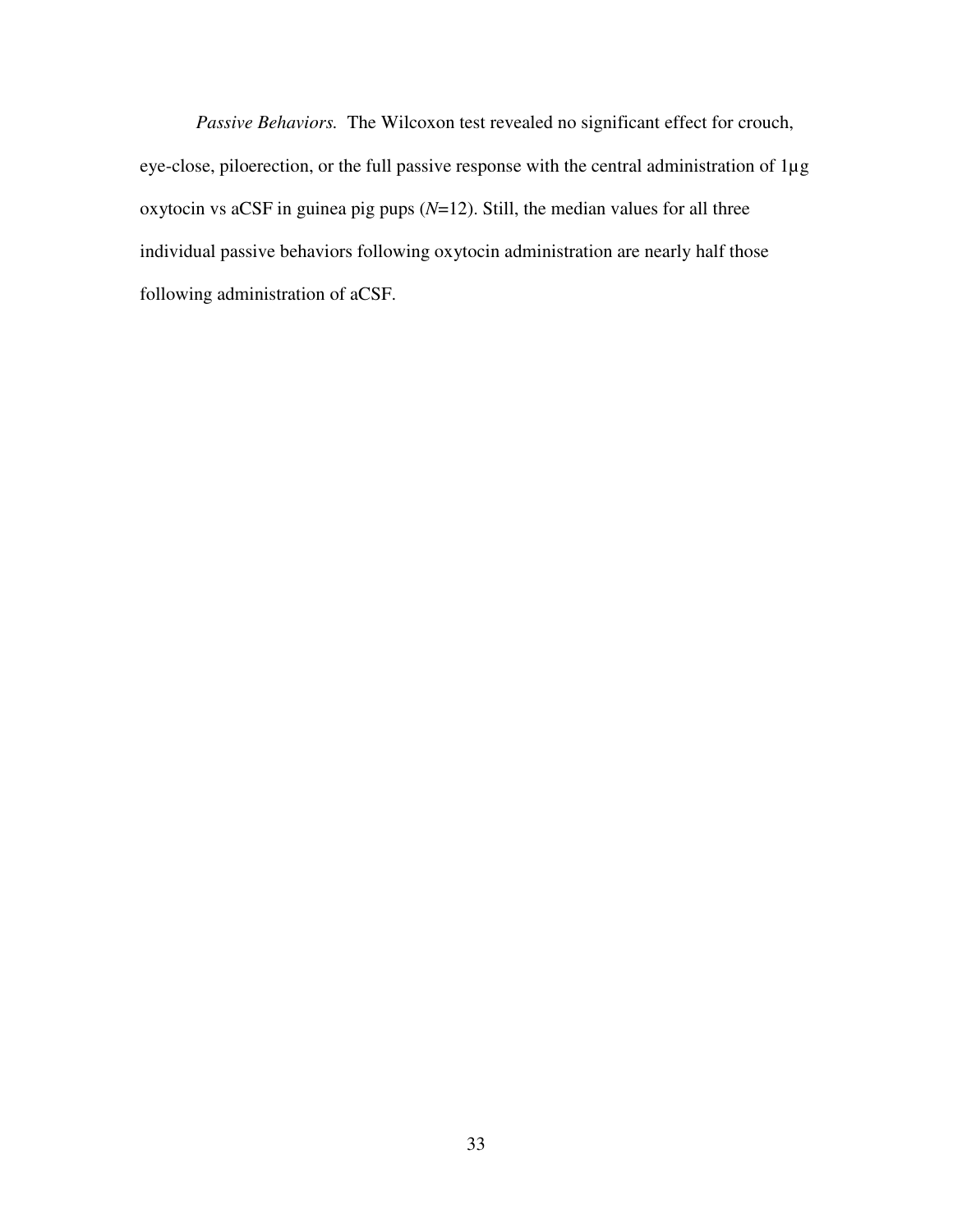*Passive Behaviors.* The Wilcoxon test revealed no significant effect for crouch, eye-close, piloerection, or the full passive response with the central administration of 1µg oxytocin vs aCSF in guinea pig pups ($N$=12). Still, the median values for all three individual passive behaviors following oxytocin administration are nearly half those following administration of aCSF.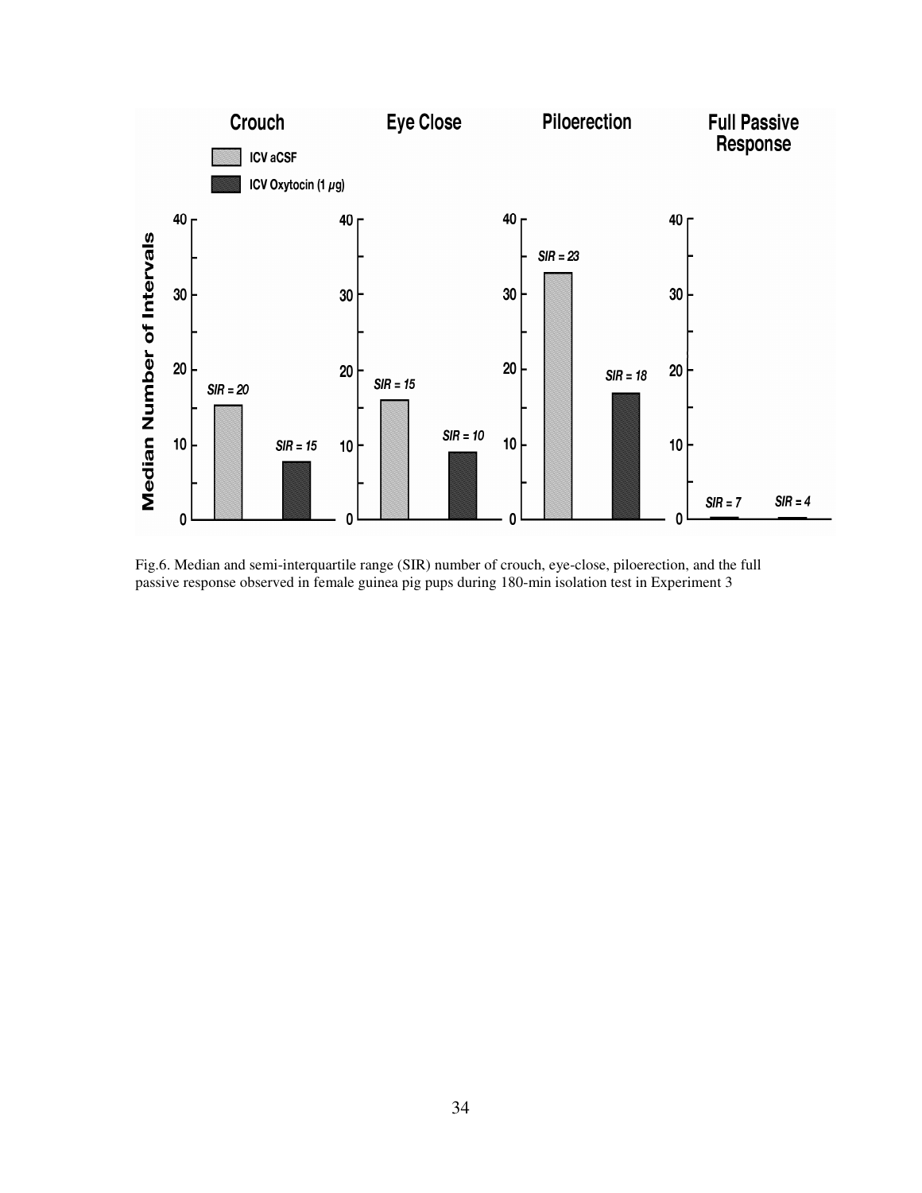Fig.6. Median and semi-interquartile range (SIR) number of crouch, eye-close, piloerection, and the full passive response observed in female guinea pig pups during 180-min isolation test in Experiment 3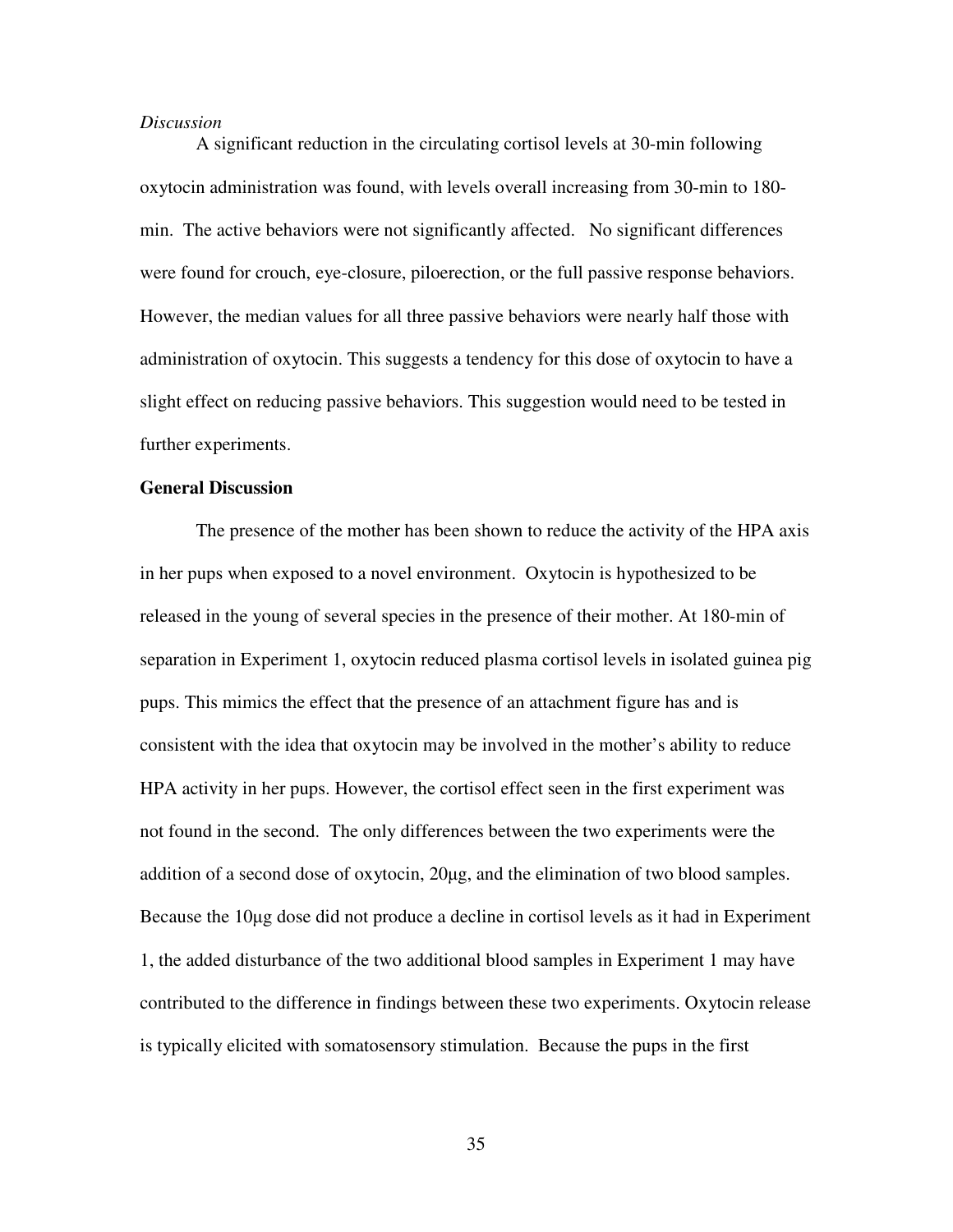*Discussion*

A significant reduction in the circulating cortisol levels at 30-min following oxytocin administration was found, with levels overall increasing from 30-min to 180-min. The active behaviors were not significantly affected. No significant differences were found for crouch, eye-closure, piloerection, or the full passive response behaviors. However, the median values for all three passive behaviors were nearly half those with administration of oxytocin. This suggests a tendency for this dose of oxytocin to have a slight effect on reducing passive behaviors. This suggestion would need to be tested in further experiments.

**General Discussion**

The presence of the mother has been shown to reduce the activity of the HPA axis in her pups when exposed to a novel environment. Oxytocin is hypothesized to be released in the young of several species in the presence of their mother. At 180-min of separation in Experiment 1, oxytocin reduced plasma cortisol levels in isolated guinea pig pups. This mimics the effect that the presence of an attachment figure has and is consistent with the idea that oxytocin may be involved in the mother's ability to reduce HPA activity in her pups. However, the cortisol effect seen in the first experiment was not found in the second. The only differences between the two experiments were the addition of a second dose of oxytocin, 20µg, and the elimination of two blood samples. Because the 10µg dose did not produce a decline in cortisol levels as it had in Experiment 1, the added disturbance of the two additional blood samples in Experiment 1 may have contributed to the difference in findings between these two experiments. Oxytocin release is typically elicited with somatosensory stimulation. Because the pups in the first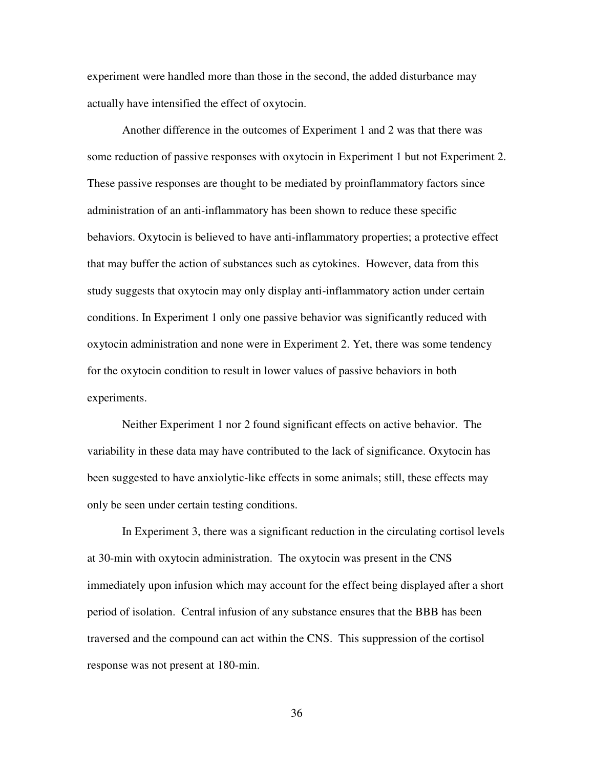experiment were handled more than those in the second, the added disturbance may actually have intensified the effect of oxytocin.

Another difference in the outcomes of Experiment 1 and 2 was that there was some reduction of passive responses with oxytocin in Experiment 1 but not Experiment 2. These passive responses are thought to be mediated by proinflammatory factors since administration of an anti-inflammatory has been shown to reduce these specific behaviors. Oxytocin is believed to have anti-inflammatory properties; a protective effect that may buffer the action of substances such as cytokines. However, data from this study suggests that oxytocin may only display anti-inflammatory action under certain conditions. In Experiment 1 only one passive behavior was significantly reduced with oxytocin administration and none were in Experiment 2. Yet, there was some tendency for the oxytocin condition to result in lower values of passive behaviors in both experiments.

Neither Experiment 1 nor 2 found significant effects on active behavior. The variability in these data may have contributed to the lack of significance. Oxytocin has been suggested to have anxiolytic-like effects in some animals; still, these effects may only be seen under certain testing conditions.

In Experiment 3, there was a significant reduction in the circulating cortisol levels at 30-min with oxytocin administration. The oxytocin was present in the CNS immediately upon infusion which may account for the effect being displayed after a short period of isolation. Central infusion of any substance ensures that the BBB has been traversed and the compound can act within the CNS. This suppression of the cortisol response was not present at 180-min.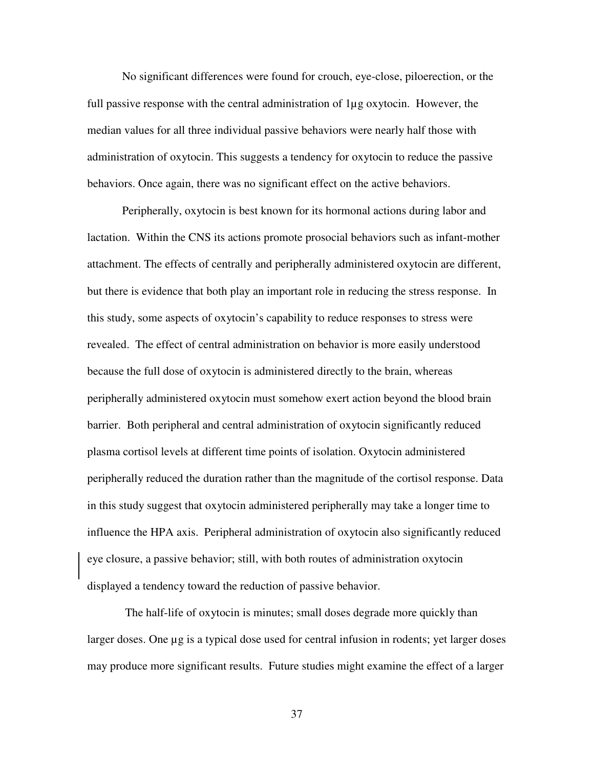No significant differences were found for crouch, eye-close, piloerection, or the full passive response with the central administration of 1µg oxytocin. However, the median values for all three individual passive behaviors were nearly half those with administration of oxytocin. This suggests a tendency for oxytocin to reduce the passive behaviors. Once again, there was no significant effect on the active behaviors.

Peripherally, oxytocin is best known for its hormonal actions during labor and lactation. Within the CNS its actions promote prosocial behaviors such as infant-mother attachment. The effects of centrally and peripherally administered oxytocin are different, but there is evidence that both play an important role in reducing the stress response. In this study, some aspects of oxytocin's capability to reduce responses to stress were revealed. The effect of central administration on behavior is more easily understood because the full dose of oxytocin is administered directly to the brain, whereas peripherally administered oxytocin must somehow exert action beyond the blood brain barrier. Both peripheral and central administration of oxytocin significantly reduced plasma cortisol levels at different time points of isolation. Oxytocin administered peripherally reduced the duration rather than the magnitude of the cortisol response. Data in this study suggest that oxytocin administered peripherally may take a longer time to influence the HPA axis. Peripheral administration of oxytocin also significantly reduced eye closure, a passive behavior; still, with both routes of administration oxytocin displayed a tendency toward the reduction of passive behavior.

The half-life of oxytocin is minutes; small doses degrade more quickly than larger doses. One µg is a typical dose used for central infusion in rodents; yet larger doses may produce more significant results. Future studies might examine the effect of a larger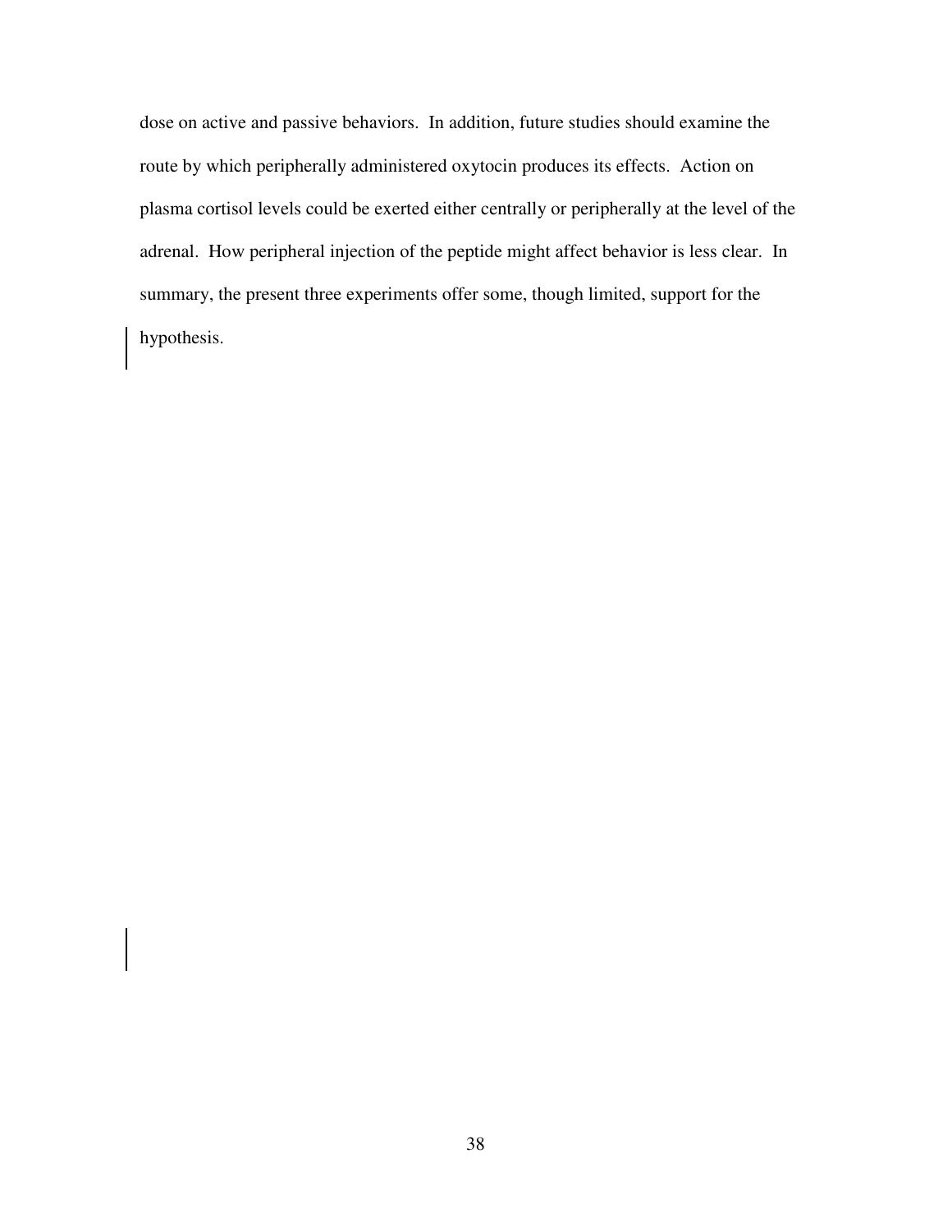dose on active and passive behaviors. In addition, future studies should examine the route by which peripherally administered oxytocin produces its effects. Action on plasma cortisol levels could be exerted either centrally or peripherally at the level of the adrenal. How peripheral injection of the peptide might affect behavior is less clear. In summary, the present three experiments offer some, though limited, support for the hypothesis.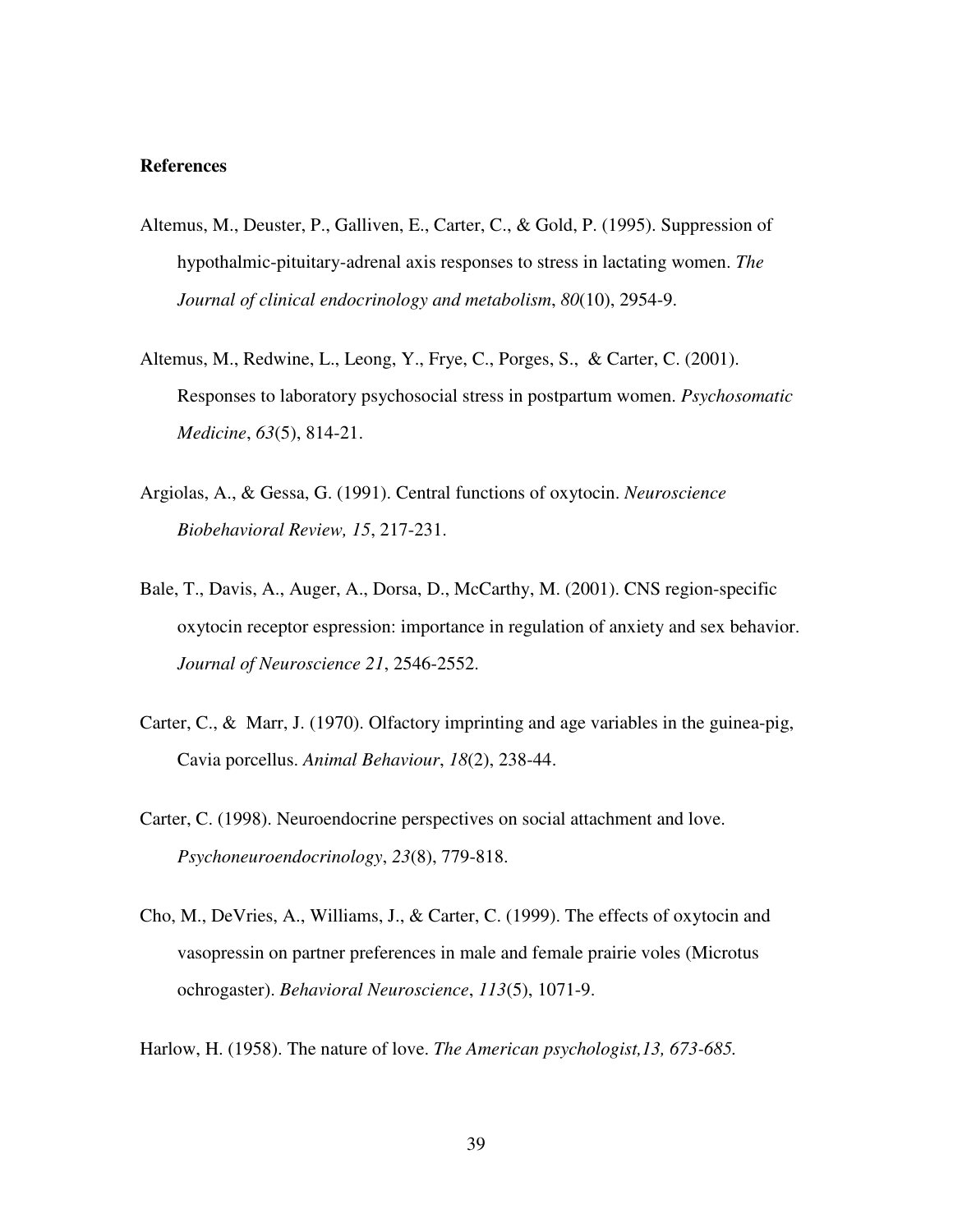**References**

Altemus, M., Deuster, P., Galliven, E., Carter, C., & Gold, P. (1995). Suppression of hypothalmic-pituitary-adrenal axis responses to stress in lactating women. *The Journal of clinical endocrinology and metabolism*, *80*(10), 2954-9.

Altemus, M., Redwine, L., Leong, Y., Frye, C., Porges, S., & Carter, C. (2001). Responses to laboratory psychosocial stress in postpartum women. *Psychosomatic Medicine*, *63*(5), 814-21.

Argiolas, A., & Gessa, G. (1991). Central functions of oxytocin. *Neuroscience Biobehavioral Review, 15*, 217-231.

Bale, T., Davis, A., Auger, A., Dorsa, D., McCarthy, M. (2001). CNS region-specific oxytocin receptor espression: importance in regulation of anxiety and sex behavior. *Journal of Neuroscience 21*, 2546-2552.

Carter, C., & Marr, J. (1970). Olfactory imprinting and age variables in the guinea-pig, Cavia porcellus. *Animal Behaviour*, *18*(2), 238-44.

Carter, C. (1998). Neuroendocrine perspectives on social attachment and love. *Psychoneuroendocrinology*, *23*(8), 779-818.

Cho, M., DeVries, A., Williams, J., & Carter, C. (1999). The effects of oxytocin and vasopressin on partner preferences in male and female prairie voles (Microtus ochrogaster). *Behavioral Neuroscience*, *113*(5), 1071-9.

Harlow, H. (1958). The nature of love. *The American psychologist,13, 673-685.*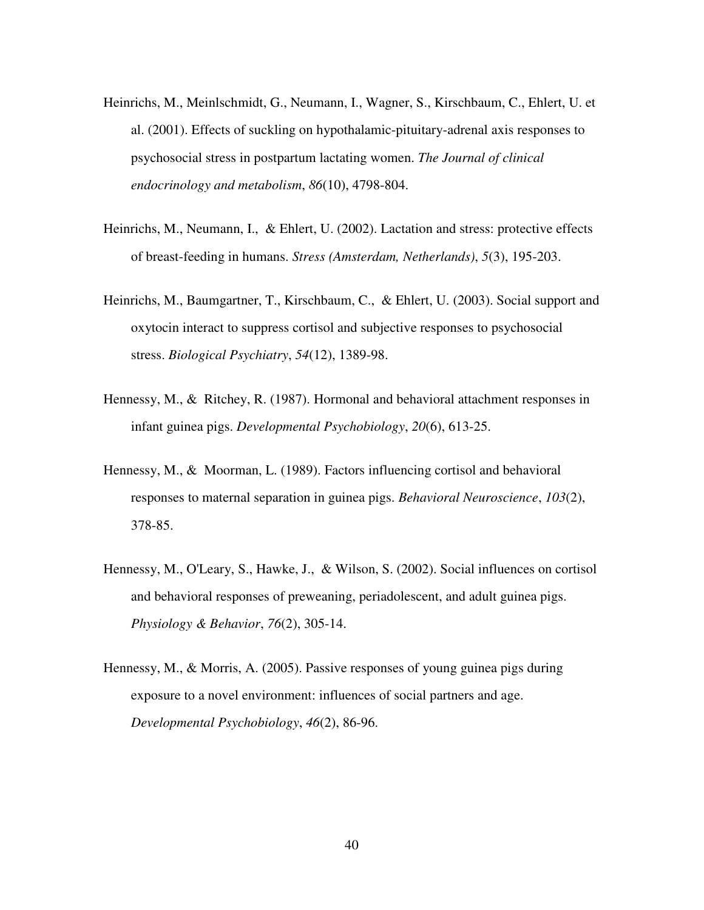Heinrichs, M., Meinlschmidt, G., Neumann, I., Wagner, S., Kirschbaum, C., Ehlert, U. et al. (2001). Effects of suckling on hypothalamic-pituitary-adrenal axis responses to psychosocial stress in postpartum lactating women. *The Journal of clinical endocrinology and metabolism*, *86*(10), 4798-804.

Heinrichs, M., Neumann, I., & Ehlert, U. (2002). Lactation and stress: protective effects of breast-feeding in humans. *Stress (Amsterdam, Netherlands)*, *5*(3), 195-203.

Heinrichs, M., Baumgartner, T., Kirschbaum, C., & Ehlert, U. (2003). Social support and oxytocin interact to suppress cortisol and subjective responses to psychosocial stress. *Biological Psychiatry*, *54*(12), 1389-98.

Hennessy, M., & Ritchey, R. (1987). Hormonal and behavioral attachment responses in infant guinea pigs. *Developmental Psychobiology*, *20*(6), 613-25.

Hennessy, M., & Moorman, L. (1989). Factors influencing cortisol and behavioral responses to maternal separation in guinea pigs. *Behavioral Neuroscience*, *103*(2), 378-85.

Hennessy, M., O'Leary, S., Hawke, J., & Wilson, S. (2002). Social influences on cortisol and behavioral responses of preweaning, periadolescent, and adult guinea pigs. *Physiology & Behavior*, *76*(2), 305-14.

Hennessy, M., & Morris, A. (2005). Passive responses of young guinea pigs during exposure to a novel environment: influences of social partners and age. *Developmental Psychobiology*, *46*(2), 86-96.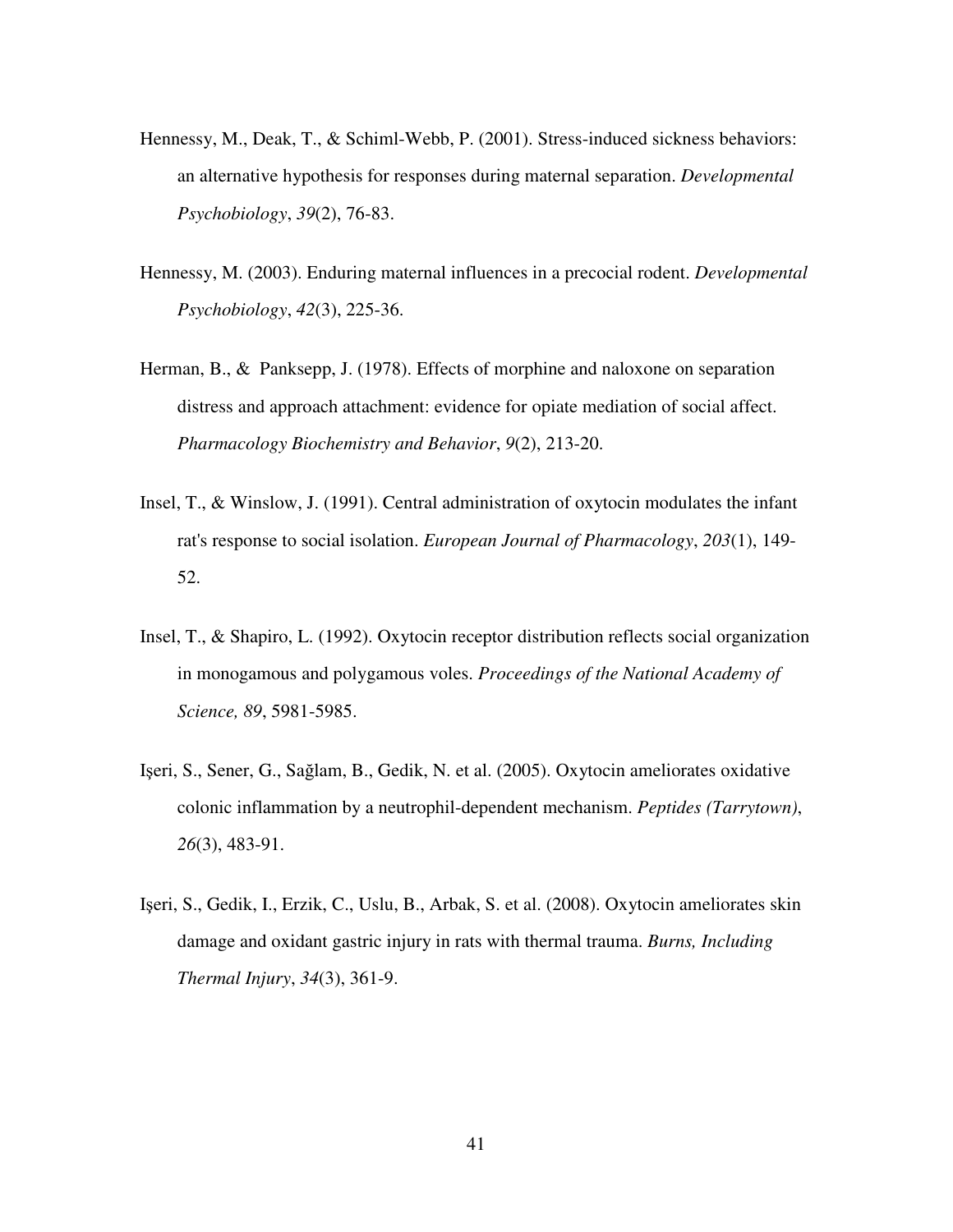Hennessy, M., Deak, T., & Schiml-Webb, P. (2001). Stress-induced sickness behaviors: an alternative hypothesis for responses during maternal separation. *Developmental Psychobiology*, *39*(2), 76-83.

Hennessy, M. (2003). Enduring maternal influences in a precocial rodent. *Developmental Psychobiology*, *42*(3), 225-36.

Herman, B., & Panksepp, J. (1978). Effects of morphine and naloxone on separation distress and approach attachment: evidence for opiate mediation of social affect. *Pharmacology Biochemistry and Behavior*, *9*(2), 213-20.

Insel, T., & Winslow, J. (1991). Central administration of oxytocin modulates the infant rat's response to social isolation. *European Journal of Pharmacology*, *203*(1), 149-52.

Insel, T., & Shapiro, L. (1992). Oxytocin receptor distribution reflects social organization in monogamous and polygamous voles. *Proceedings of the National Academy of Science, 89*, 5981-5985.

Işeri, S., Sener, G., Sağlam, B., Gedik, N. et al. (2005). Oxytocin ameliorates oxidative colonic inflammation by a neutrophil-dependent mechanism. *Peptides (Tarrytown)*, *26*(3), 483-91.

Işeri, S., Gedik, I., Erzik, C., Uslu, B., Arbak, S. et al. (2008). Oxytocin ameliorates skin damage and oxidant gastric injury in rats with thermal trauma. *Burns, Including Thermal Injury*, *34*(3), 361-9.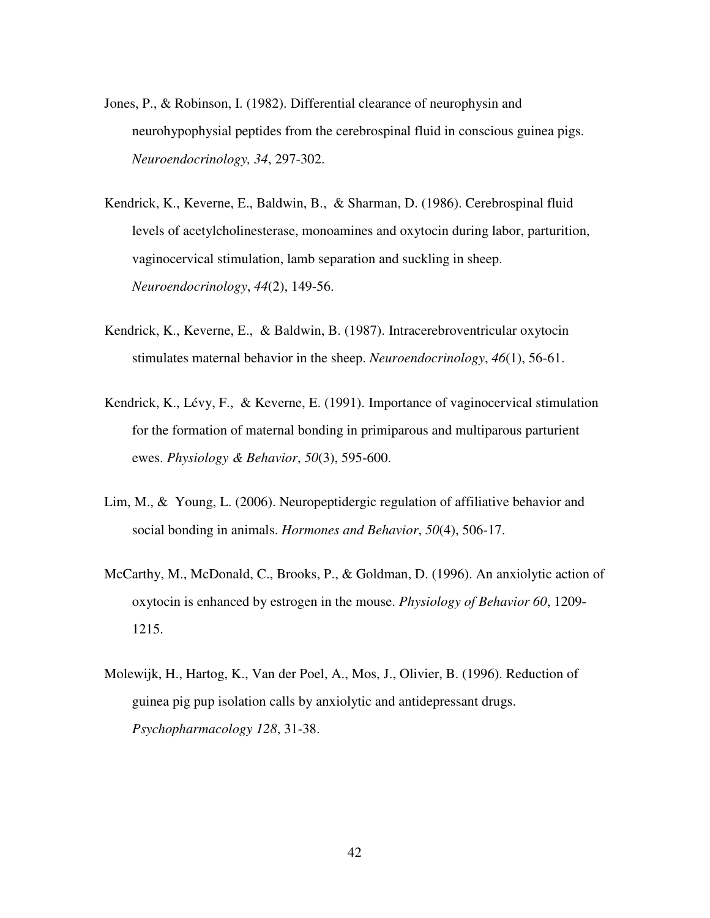Jones, P., & Robinson, I. (1982). Differential clearance of neurophysin and neurohypophysial peptides from the cerebrospinal fluid in conscious guinea pigs. *Neuroendocrinology, 34*, 297-302.

Kendrick, K., Keverne, E., Baldwin, B., & Sharman, D. (1986). Cerebrospinal fluid levels of acetylcholinesterase, monoamines and oxytocin during labor, parturition, vaginocervical stimulation, lamb separation and suckling in sheep. *Neuroendocrinology*, *44*(2), 149-56.

Kendrick, K., Keverne, E., & Baldwin, B. (1987). Intracerebroventricular oxytocin stimulates maternal behavior in the sheep. *Neuroendocrinology*, *46*(1), 56-61.

Kendrick, K., Lévy, F., & Keverne, E. (1991). Importance of vaginocervical stimulation for the formation of maternal bonding in primiparous and multiparous parturient ewes. *Physiology & Behavior*, *50*(3), 595-600.

Lim, M., & Young, L. (2006). Neuropeptidergic regulation of affiliative behavior and social bonding in animals. *Hormones and Behavior*, *50*(4), 506-17.

McCarthy, M., McDonald, C., Brooks, P., & Goldman, D. (1996). An anxiolytic action of oxytocin is enhanced by estrogen in the mouse. *Physiology of Behavior 60*, 1209-1215.

Molewijk, H., Hartog, K., Van der Poel, A., Mos, J., Olivier, B. (1996). Reduction of guinea pig pup isolation calls by anxiolytic and antidepressant drugs. *Psychopharmacology 128*, 31-38.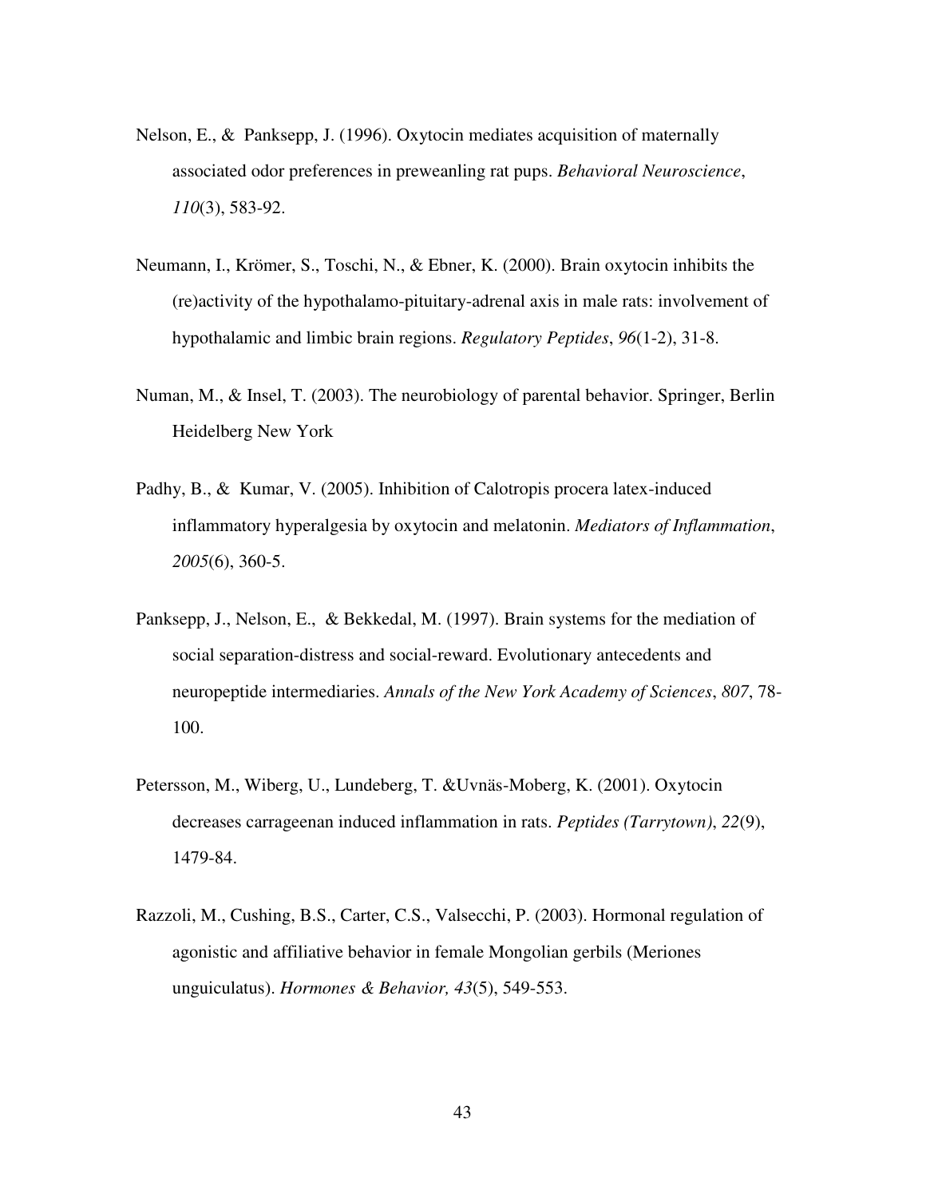Nelson, E., &  Panksepp, J. (1996). Oxytocin mediates acquisition of maternally associated odor preferences in preweanling rat pups. *Behavioral Neuroscience*, *110*(3), 583-92.

Neumann, I., Krömer, S., Toschi, N., & Ebner, K. (2000). Brain oxytocin inhibits the (re)activity of the hypothalamo-pituitary-adrenal axis in male rats: involvement of hypothalamic and limbic brain regions. *Regulatory Peptides*, *96*(1-2), 31-8.

Numan, M., & Insel, T. (2003). The neurobiology of parental behavior. Springer, Berlin Heidelberg New York

Padhy, B., &  Kumar, V. (2005). Inhibition of Calotropis procera latex-induced inflammatory hyperalgesia by oxytocin and melatonin. *Mediators of Inflammation*, *2005*(6), 360-5.

Panksepp, J., Nelson, E.,  & Bekkedal, M. (1997). Brain systems for the mediation of social separation-distress and social-reward. Evolutionary antecedents and neuropeptide intermediaries. *Annals of the New York Academy of Sciences*, *807*, 78-100.

Petersson, M., Wiberg, U., Lundeberg, T. &Uvnäs-Moberg, K. (2001). Oxytocin decreases carrageenan induced inflammation in rats. *Peptides (Tarrytown)*, *22*(9), 1479-84.

Razzoli, M., Cushing, B.S., Carter, C.S., Valsecchi, P. (2003). Hormonal regulation of agonistic and affiliative behavior in female Mongolian gerbils (Meriones unguiculatus). *Hormones & Behavior, 43*(5), 549-553.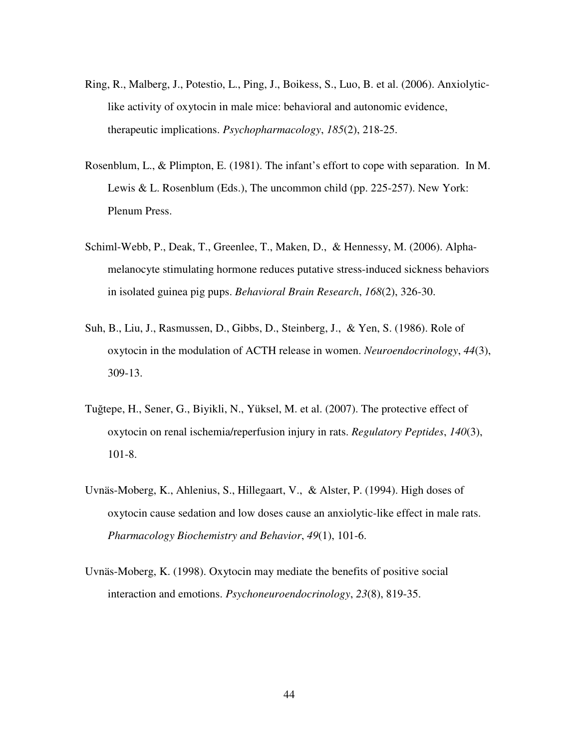Ring, R., Malberg, J., Potestio, L., Ping, J., Boikess, S., Luo, B. et al. (2006). Anxiolytic-like activity of oxytocin in male mice: behavioral and autonomic evidence, therapeutic implications. *Psychopharmacology*, *185*(2), 218-25.

Rosenblum, L., & Plimpton, E. (1981). The infant's effort to cope with separation. In M. Lewis & L. Rosenblum (Eds.), The uncommon child (pp. 225-257). New York: Plenum Press.

Schiml-Webb, P., Deak, T., Greenlee, T., Maken, D., & Hennessy, M. (2006). Alpha-melanocyte stimulating hormone reduces putative stress-induced sickness behaviors in isolated guinea pig pups. *Behavioral Brain Research*, *168*(2), 326-30.

Suh, B., Liu, J., Rasmussen, D., Gibbs, D., Steinberg, J., & Yen, S. (1986). Role of oxytocin in the modulation of ACTH release in women. *Neuroendocrinology*, *44*(3), 309-13.

Tuğtepe, H., Sener, G., Biyikli, N., Yüksel, M. et al. (2007). The protective effect of oxytocin on renal ischemia/reperfusion injury in rats. *Regulatory Peptides*, *140*(3), 101-8.

Uvnäs-Moberg, K., Ahlenius, S., Hillegaart, V., & Alster, P. (1994). High doses of oxytocin cause sedation and low doses cause an anxiolytic-like effect in male rats. *Pharmacology Biochemistry and Behavior*, *49*(1), 101-6.

Uvnäs-Moberg, K. (1998). Oxytocin may mediate the benefits of positive social interaction and emotions. *Psychoneuroendocrinology*, *23*(8), 819-35.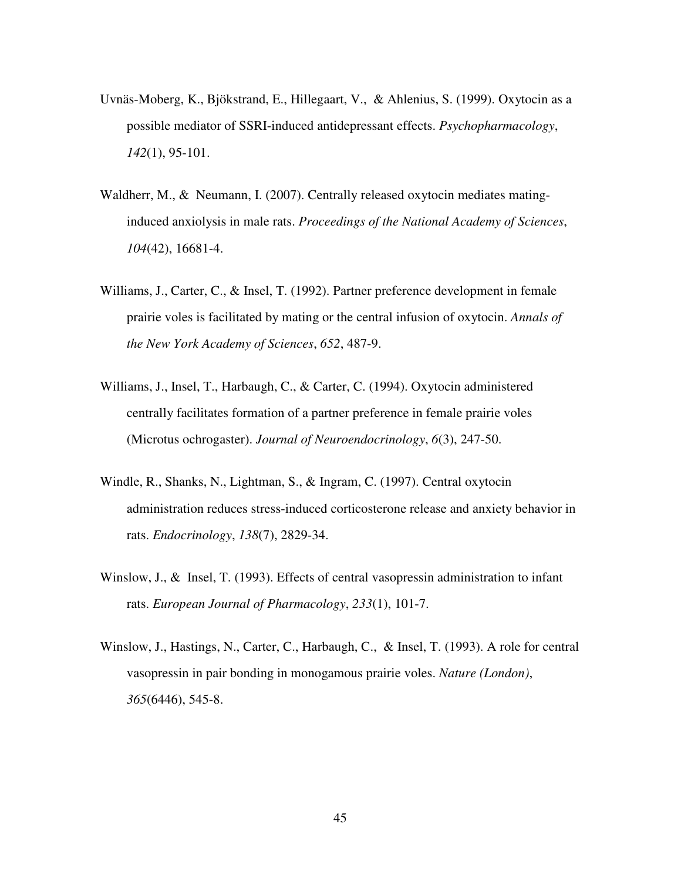Uvnäs-Moberg, K., Bjökstrand, E., Hillegaart, V., & Ahlenius, S. (1999). Oxytocin as a possible mediator of SSRI-induced antidepressant effects. *Psychopharmacology*, *142*(1), 95-101.

Waldherr, M., & Neumann, I. (2007). Centrally released oxytocin mediates mating-induced anxiolysis in male rats. *Proceedings of the National Academy of Sciences*, *104*(42), 16681-4.

Williams, J., Carter, C., & Insel, T. (1992). Partner preference development in female prairie voles is facilitated by mating or the central infusion of oxytocin. *Annals of the New York Academy of Sciences*, *652*, 487-9.

Williams, J., Insel, T., Harbaugh, C., & Carter, C. (1994). Oxytocin administered centrally facilitates formation of a partner preference in female prairie voles (Microtus ochrogaster). *Journal of Neuroendocrinology*, *6*(3), 247-50.

Windle, R., Shanks, N., Lightman, S., & Ingram, C. (1997). Central oxytocin administration reduces stress-induced corticosterone release and anxiety behavior in rats. *Endocrinology*, *138*(7), 2829-34.

Winslow, J., & Insel, T. (1993). Effects of central vasopressin administration to infant rats. *European Journal of Pharmacology*, *233*(1), 101-7.

Winslow, J., Hastings, N., Carter, C., Harbaugh, C., & Insel, T. (1993). A role for central vasopressin in pair bonding in monogamous prairie voles. *Nature (London)*, *365*(6446), 545-8.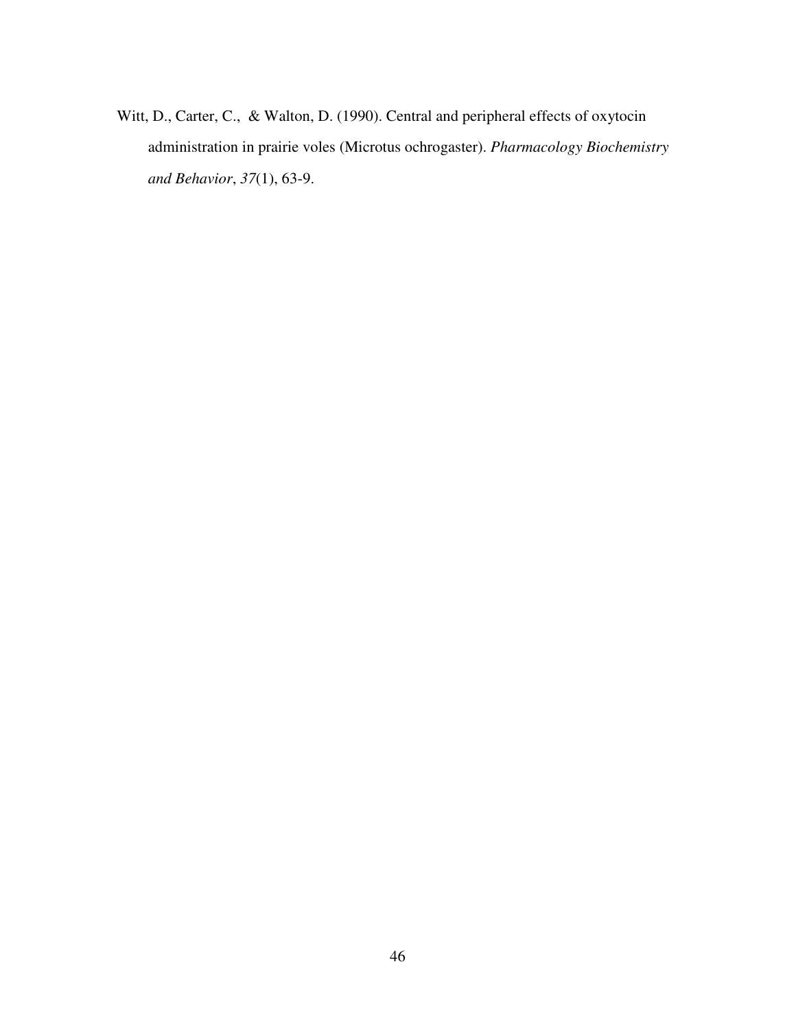Witt, D., Carter, C.,  & Walton, D. (1990). Central and peripheral effects of oxytocin administration in prairie voles (Microtus ochrogaster). *Pharmacology Biochemistry and Behavior*, *37*(1), 63-9.